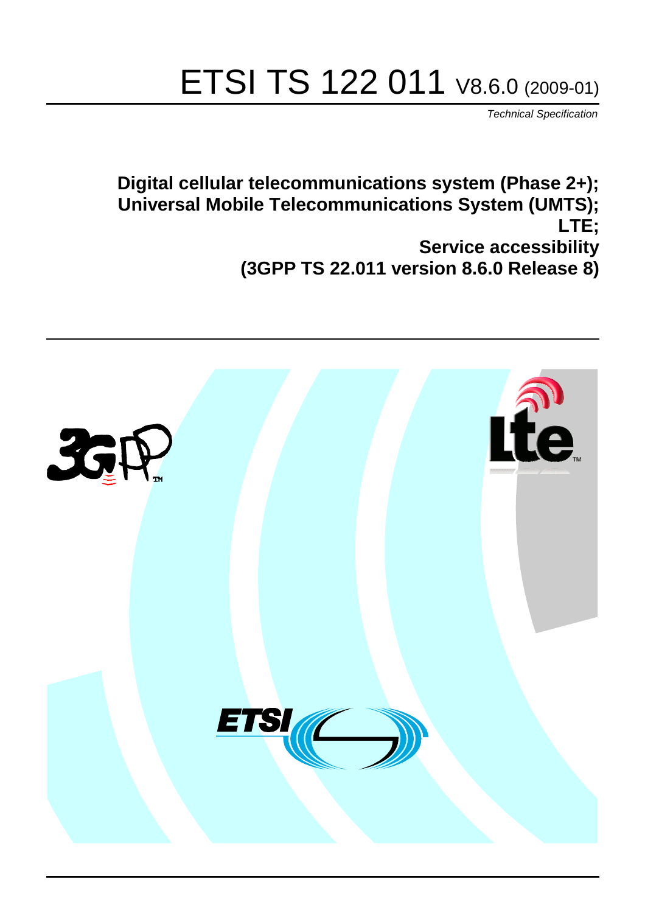# ETSI TS 122 011 V8.6.0 (2009-01)

*Technical Specification*

**Digital cellular telecommunications system (Phase 2+);
Universal Mobile Telecommunications System (UMTS);
LTE;
Service accessibility
(3GPP TS 22.011 version 8.6.0 Release 8)**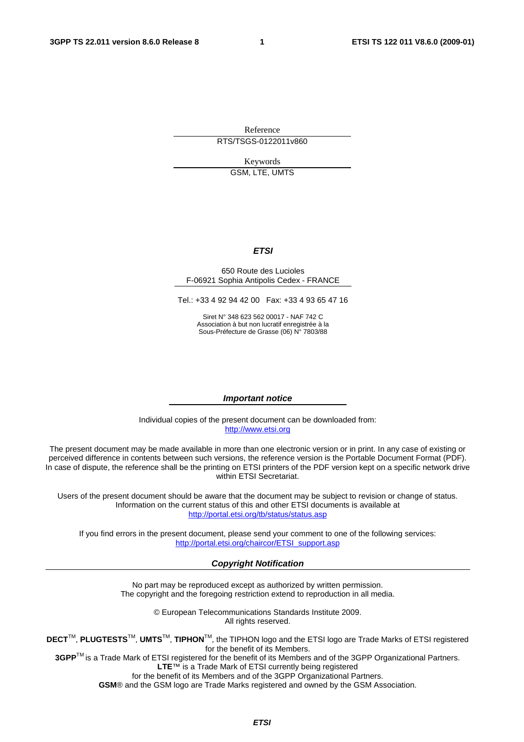Reference

RTS/TSGS-0122011v860

Keywords

GSM, LTE, UMTS

***ETSI***

650 Route des Lucioles
F-06921 Sophia Antipolis Cedex - FRANCE

Tel.: +33 4 92 94 42 00 Fax: +33 4 93 65 47 16

Siret N° 348 623 562 00017 - NAF 742 C
Association à but non lucratif enregistrée à la
Sous-Préfecture de Grasse (06) N° 7803/88

***Important notice***

Individual copies of the present document can be downloaded from:
http://www.etsi.org

The present document may be made available in more than one electronic version or in print. In any case of existing or perceived difference in contents between such versions, the reference version is the Portable Document Format (PDF). In case of dispute, the reference shall be the printing on ETSI printers of the PDF version kept on a specific network drive within ETSI Secretariat.

Users of the present document should be aware that the document may be subject to revision or change of status. Information on the current status of this and other ETSI documents is available at
http://portal.etsi.org/tb/status/status.asp

If you find errors in the present document, please send your comment to one of the following services:
http://portal.etsi.org/chaircor/ETSI_support.asp

***Copyright Notification***

No part may be reproduced except as authorized by written permission.
The copyright and the foregoing restriction extend to reproduction in all media.

© European Telecommunications Standards Institute 2009.
All rights reserved.

**DECT**™, **PLUGTESTS**™, **UMTS**™, **TIPHON**™, the TIPHON logo and the ETSI logo are Trade Marks of ETSI registered for the benefit of its Members.
**3GPP**™ is a Trade Mark of ETSI registered for the benefit of its Members and of the 3GPP Organizational Partners.
**LTE**™ is a Trade Mark of ETSI currently being registered
for the benefit of its Members and of the 3GPP Organizational Partners.
**GSM**® and the GSM logo are Trade Marks registered and owned by the GSM Association.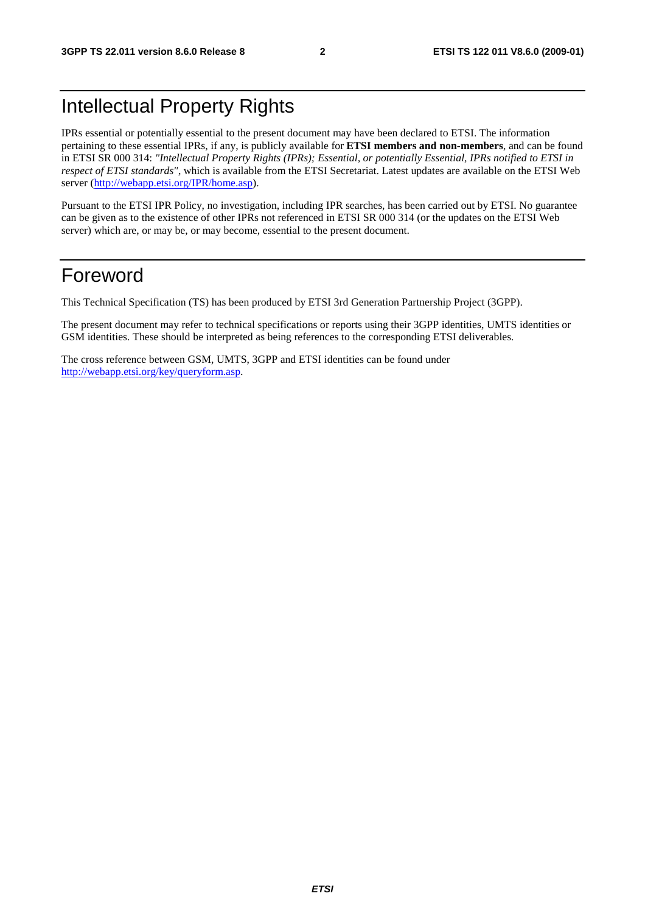# Intellectual Property Rights

IPRs essential or potentially essential to the present document may have been declared to ETSI. The information pertaining to these essential IPRs, if any, is publicly available for **ETSI members and non-members**, and can be found in ETSI SR 000 314: *"Intellectual Property Rights (IPRs); Essential, or potentially Essential, IPRs notified to ETSI in respect of ETSI standards"*, which is available from the ETSI Secretariat. Latest updates are available on the ETSI Web server (http://webapp.etsi.org/IPR/home.asp).

Pursuant to the ETSI IPR Policy, no investigation, including IPR searches, has been carried out by ETSI. No guarantee can be given as to the existence of other IPRs not referenced in ETSI SR 000 314 (or the updates on the ETSI Web server) which are, or may be, or may become, essential to the present document.

# Foreword

This Technical Specification (TS) has been produced by ETSI 3rd Generation Partnership Project (3GPP).

The present document may refer to technical specifications or reports using their 3GPP identities, UMTS identities or GSM identities. These should be interpreted as being references to the corresponding ETSI deliverables.

The cross reference between GSM, UMTS, 3GPP and ETSI identities can be found under http://webapp.etsi.org/key/queryform.asp.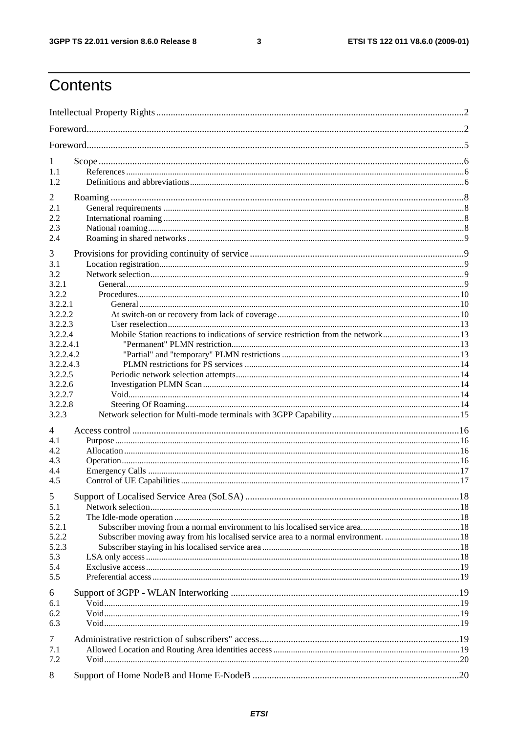# Contents

Intellectual Property Rights ..... 2
Foreword ..... 2
Foreword ..... 5

1 Scope ..... 6
1.1 References ..... 6
1.2 Definitions and abbreviations ..... 6

2 Roaming ..... 8
2.1 General requirements ..... 8
2.2 International roaming ..... 8
2.3 National roaming ..... 8
2.4 Roaming in shared networks ..... 9

3 Provisions for providing continuity of service ..... 9
3.1 Location registration ..... 9
3.2 Network selection ..... 9
3.2.1 General ..... 9
3.2.2 Procedures ..... 10
3.2.2.1 General ..... 10
3.2.2.2 At switch-on or recovery from lack of coverage ..... 10
3.2.2.3 User reselection ..... 13
3.2.2.4 Mobile Station reactions to indications of service restriction from the network ..... 13
3.2.2.4.1 "Permanent" PLMN restriction ..... 13
3.2.2.4.2 "Partial" and "temporary" PLMN restrictions ..... 13
3.2.2.4.3 PLMN restrictions for PS services ..... 14
3.2.2.5 Periodic network selection attempts ..... 14
3.2.2.6 Investigation PLMN Scan ..... 14
3.2.2.7 Void ..... 14
3.2.2.8 Steering Of Roaming ..... 14
3.2.3 Network selection for Multi-mode terminals with 3GPP Capability ..... 15

4 Access control ..... 16
4.1 Purpose ..... 16
4.2 Allocation ..... 16
4.3 Operation ..... 16
4.4 Emergency Calls ..... 17
4.5 Control of UE Capabilities ..... 17

5 Support of Localised Service Area (SoLSA) ..... 18
5.1 Network selection ..... 18
5.2 The Idle-mode operation ..... 18
5.2.1 Subscriber moving from a normal environment to his localised service area ..... 18
5.2.2 Subscriber moving away from his localised service area to a normal environment. ..... 18
5.2.3 Subscriber staying in his localised service area ..... 18
5.3 LSA only access ..... 18
5.4 Exclusive access ..... 19
5.5 Preferential access ..... 19

6 Support of 3GPP - WLAN Interworking ..... 19
6.1 Void ..... 19
6.2 Void ..... 19
6.3 Void ..... 19

7 Administrative restriction of subscribers" access ..... 19
7.1 Allowed Location and Routing Area identities access ..... 19
7.2 Void ..... 20

8 Support of Home NodeB and Home E-NodeB ..... 20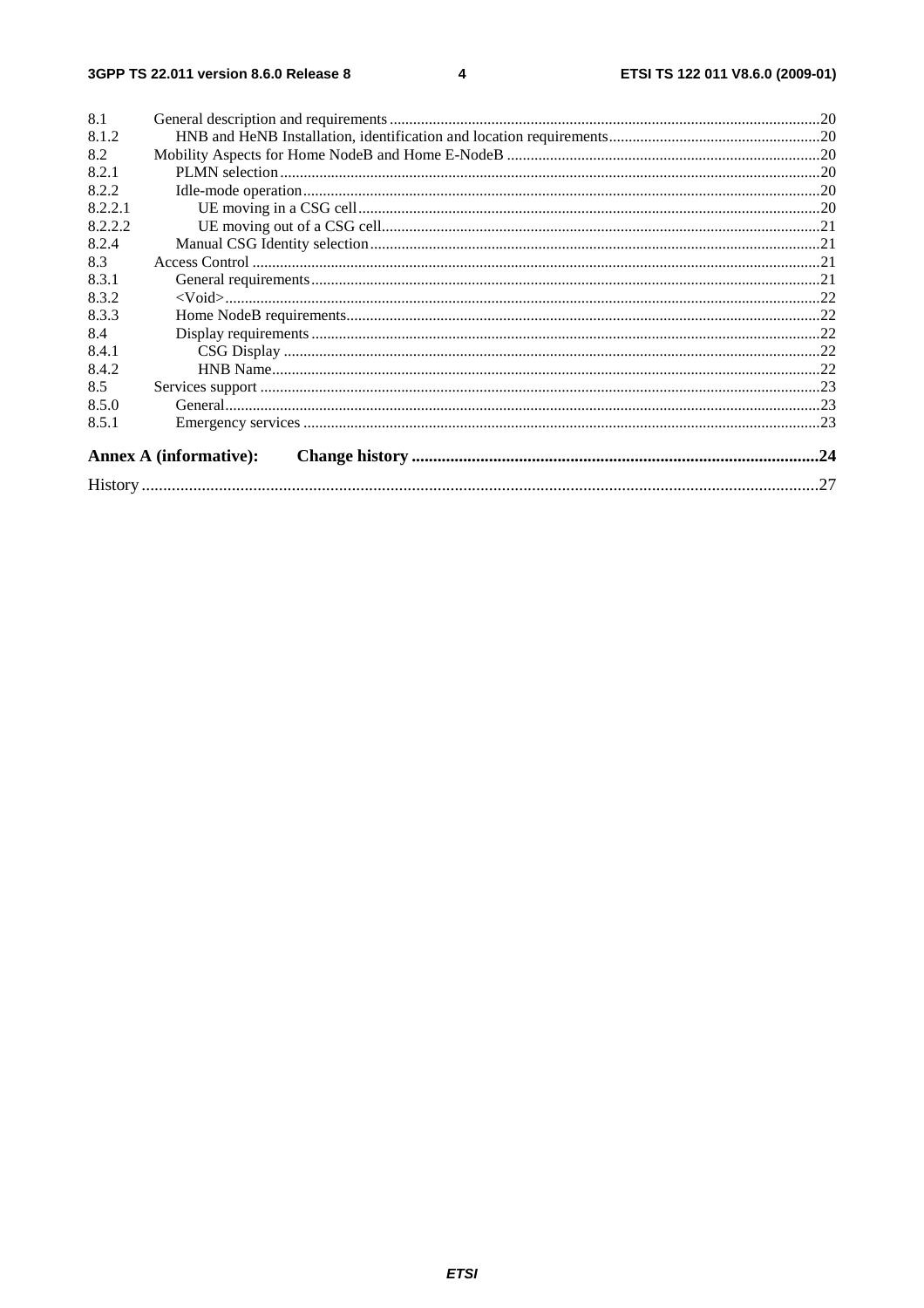8.1 General description and requirements ....................................................................................................20
8.1.2 HNB and HeNB Installation, identification and location requirements.....................................................20
8.2 Mobility Aspects for Home NodeB and Home E-NodeB ...............................................................................20
8.2.1 PLMN selection..........................................................................................................................................20
8.2.2 Idle-mode operation....................................................................................................................................20
8.2.2.1 UE moving in a CSG cell.......................................................................................................................20
8.2.2.2 UE moving out of a CSG cell.................................................................................................................21
8.2.4 Manual CSG Identity selection...................................................................................................................21
8.3 Access Control ..................................................................................................................................................21
8.3.1 General requirements..................................................................................................................................21
8.3.2 <Void>........................................................................................................................................................22
8.3.3 Home NodeB requirements.........................................................................................................................22
8.4 Display requirements ........................................................................................................................................22
8.4.1 CSG Display ...............................................................................................................................................22
8.4.2 HNB Name..................................................................................................................................................22
8.5 Services support ................................................................................................................................................23
8.5.0 General........................................................................................................................................................23
8.5.1 Emergency services ....................................................................................................................................23

**Annex A (informative): Change history ..............................................................................................24**

History ..............................................................................................................................................................27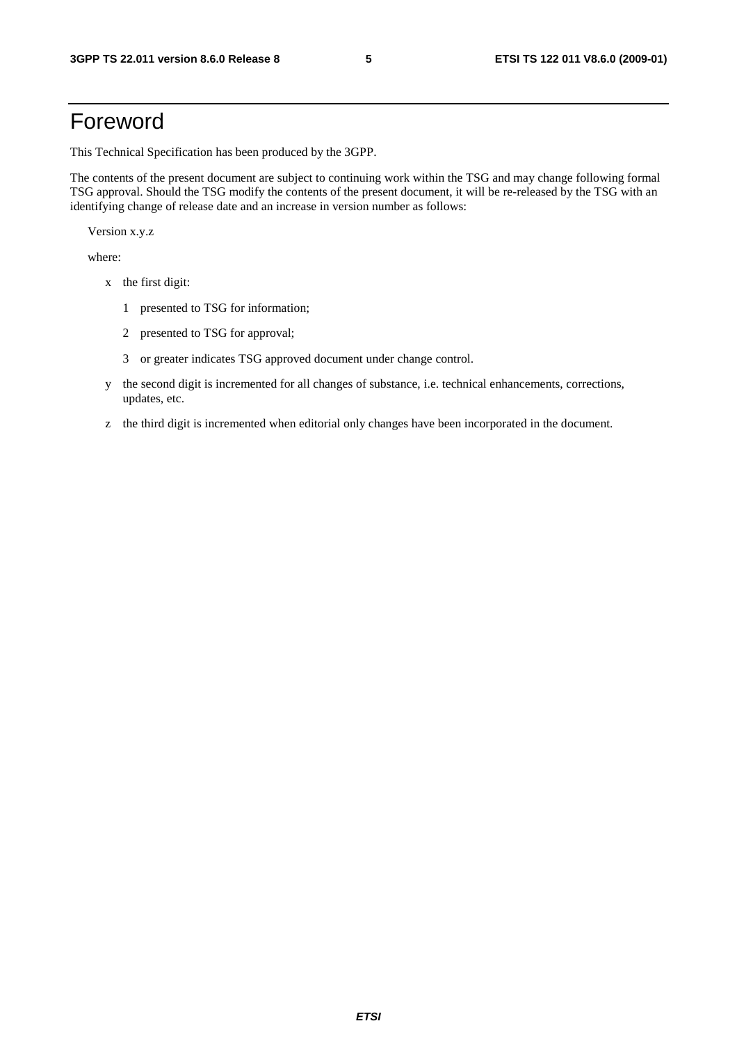# Foreword

This Technical Specification has been produced by the 3GPP.

The contents of the present document are subject to continuing work within the TSG and may change following formal TSG approval. Should the TSG modify the contents of the present document, it will be re-released by the TSG with an identifying change of release date and an increase in version number as follows:

Version x.y.z

where:

- x the first digit:
  - 1 presented to TSG for information;
  - 2 presented to TSG for approval;
  - 3 or greater indicates TSG approved document under change control.
- y the second digit is incremented for all changes of substance, i.e. technical enhancements, corrections, updates, etc.
- z the third digit is incremented when editorial only changes have been incorporated in the document.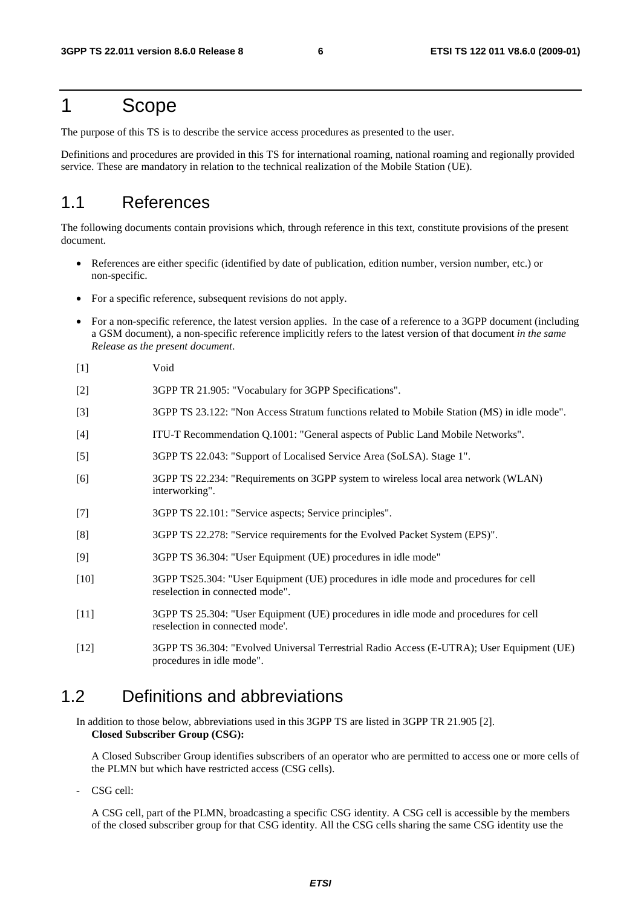# 1 Scope

The purpose of this TS is to describe the service access procedures as presented to the user.

Definitions and procedures are provided in this TS for international roaming, national roaming and regionally provided service. These are mandatory in relation to the technical realization of the Mobile Station (UE).

## 1.1 References

The following documents contain provisions which, through reference in this text, constitute provisions of the present document.

- References are either specific (identified by date of publication, edition number, version number, etc.) or non-specific.
- For a specific reference, subsequent revisions do not apply.
- For a non-specific reference, the latest version applies. In the case of a reference to a 3GPP document (including a GSM document), a non-specific reference implicitly refers to the latest version of that document *in the same Release as the present document*.

[1] Void

[2] 3GPP TR 21.905: "Vocabulary for 3GPP Specifications".

[3] 3GPP TS 23.122: "Non Access Stratum functions related to Mobile Station (MS) in idle mode".

[4] ITU-T Recommendation Q.1001: "General aspects of Public Land Mobile Networks".

[5] 3GPP TS 22.043: "Support of Localised Service Area (SoLSA). Stage 1".

[6] 3GPP TS 22.234: "Requirements on 3GPP system to wireless local area network (WLAN) interworking".

[7] 3GPP TS 22.101: "Service aspects; Service principles".

[8] 3GPP TS 22.278: "Service requirements for the Evolved Packet System (EPS)".

[9] 3GPP TS 36.304: "User Equipment (UE) procedures in idle mode"

[10] 3GPP TS25.304: "User Equipment (UE) procedures in idle mode and procedures for cell reselection in connected mode".

[11] 3GPP TS 25.304: "User Equipment (UE) procedures in idle mode and procedures for cell reselection in connected mode'.

[12] 3GPP TS 36.304: "Evolved Universal Terrestrial Radio Access (E-UTRA); User Equipment (UE) procedures in idle mode".

## 1.2 Definitions and abbreviations

In addition to those below, abbreviations used in this 3GPP TS are listed in 3GPP TR 21.905 [2].

**Closed Subscriber Group (CSG):**

A Closed Subscriber Group identifies subscribers of an operator who are permitted to access one or more cells of the PLMN but which have restricted access (CSG cells).

- CSG cell:

A CSG cell, part of the PLMN, broadcasting a specific CSG identity. A CSG cell is accessible by the members of the closed subscriber group for that CSG identity. All the CSG cells sharing the same CSG identity use the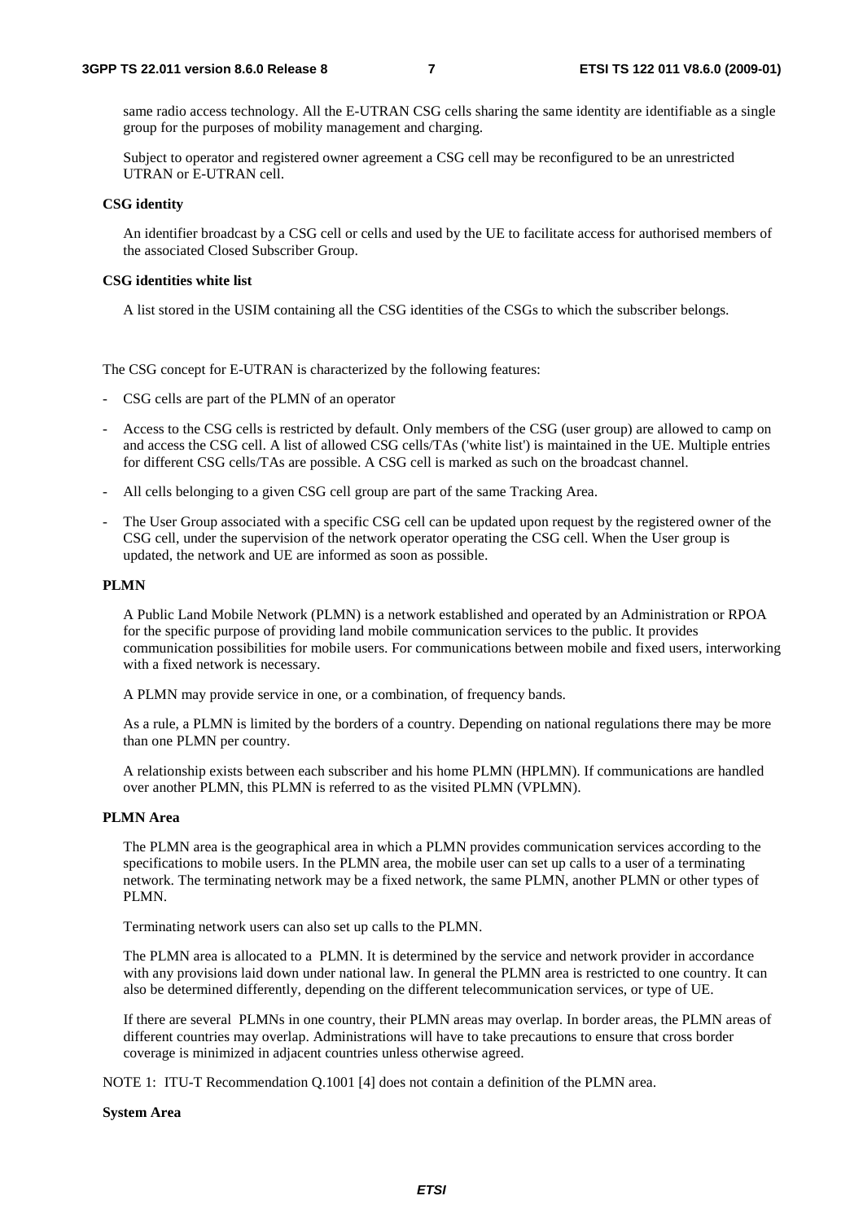same radio access technology. All the E-UTRAN CSG cells sharing the same identity are identifiable as a single group for the purposes of mobility management and charging.

Subject to operator and registered owner agreement a CSG cell may be reconfigured to be an unrestricted UTRAN or E-UTRAN cell.

**CSG identity**

An identifier broadcast by a CSG cell or cells and used by the UE to facilitate access for authorised members of the associated Closed Subscriber Group.

**CSG identities white list**

A list stored in the USIM containing all the CSG identities of the CSGs to which the subscriber belongs.

The CSG concept for E-UTRAN is characterized by the following features:

- CSG cells are part of the PLMN of an operator
- Access to the CSG cells is restricted by default. Only members of the CSG (user group) are allowed to camp on and access the CSG cell. A list of allowed CSG cells/TAs ('white list') is maintained in the UE. Multiple entries for different CSG cells/TAs are possible. A CSG cell is marked as such on the broadcast channel.
- All cells belonging to a given CSG cell group are part of the same Tracking Area.
- The User Group associated with a specific CSG cell can be updated upon request by the registered owner of the CSG cell, under the supervision of the network operator operating the CSG cell. When the User group is updated, the network and UE are informed as soon as possible.

**PLMN**

A Public Land Mobile Network (PLMN) is a network established and operated by an Administration or RPOA for the specific purpose of providing land mobile communication services to the public. It provides communication possibilities for mobile users. For communications between mobile and fixed users, interworking with a fixed network is necessary.

A PLMN may provide service in one, or a combination, of frequency bands.

As a rule, a PLMN is limited by the borders of a country. Depending on national regulations there may be more than one PLMN per country.

A relationship exists between each subscriber and his home PLMN (HPLMN). If communications are handled over another PLMN, this PLMN is referred to as the visited PLMN (VPLMN).

**PLMN Area**

The PLMN area is the geographical area in which a PLMN provides communication services according to the specifications to mobile users. In the PLMN area, the mobile user can set up calls to a user of a terminating network. The terminating network may be a fixed network, the same PLMN, another PLMN or other types of PLMN.

Terminating network users can also set up calls to the PLMN.

The PLMN area is allocated to a PLMN. It is determined by the service and network provider in accordance with any provisions laid down under national law. In general the PLMN area is restricted to one country. It can also be determined differently, depending on the different telecommunication services, or type of UE.

If there are several PLMNs in one country, their PLMN areas may overlap. In border areas, the PLMN areas of different countries may overlap. Administrations will have to take precautions to ensure that cross border coverage is minimized in adjacent countries unless otherwise agreed.

NOTE 1: ITU-T Recommendation Q.1001 [4] does not contain a definition of the PLMN area.

**System Area**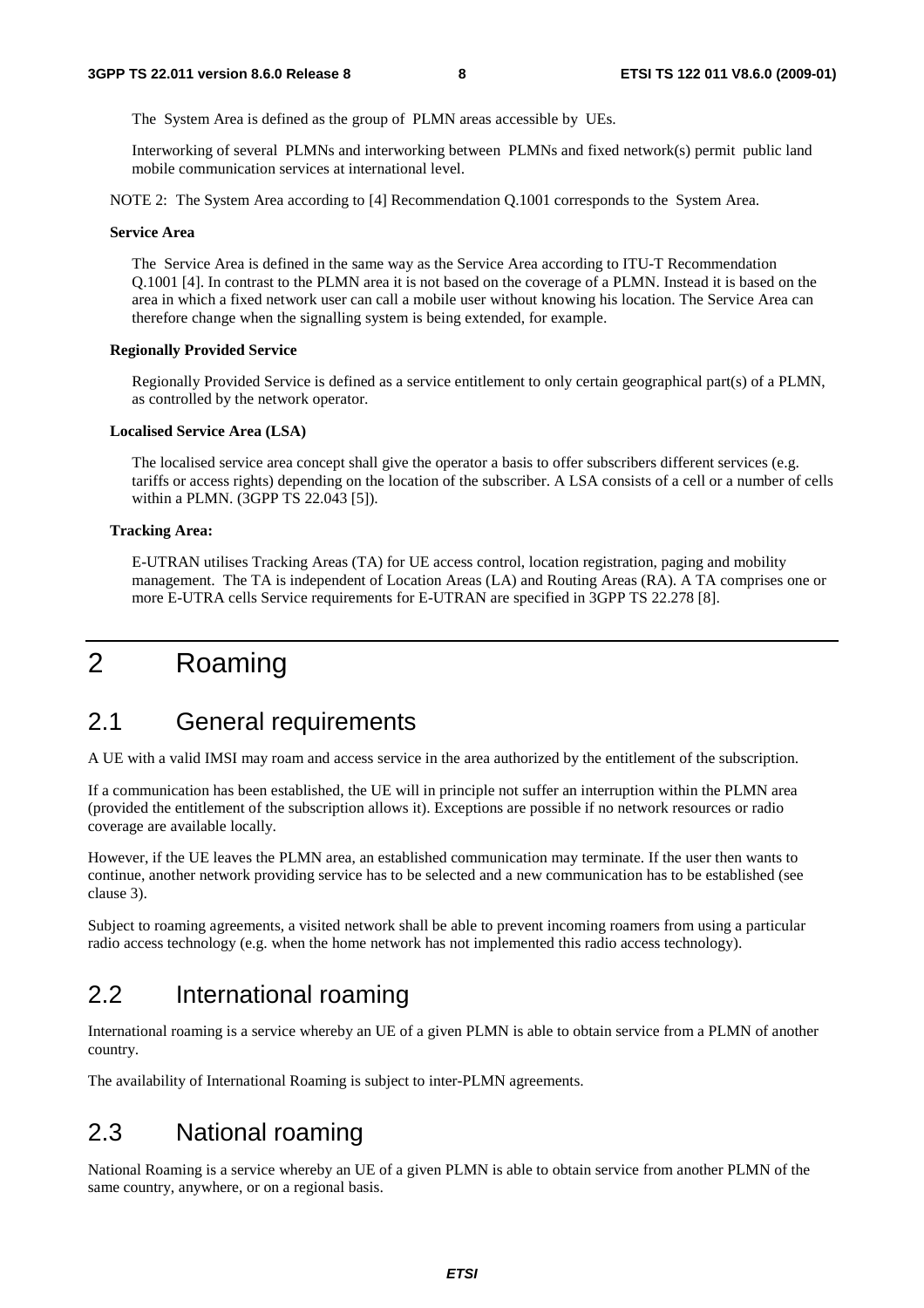The System Area is defined as the group of PLMN areas accessible by UEs.

Interworking of several PLMNs and interworking between PLMNs and fixed network(s) permit public land mobile communication services at international level.

NOTE 2: The System Area according to [4] Recommendation Q.1001 corresponds to the System Area.

**Service Area**

The Service Area is defined in the same way as the Service Area according to ITU-T Recommendation Q.1001 [4]. In contrast to the PLMN area it is not based on the coverage of a PLMN. Instead it is based on the area in which a fixed network user can call a mobile user without knowing his location. The Service Area can therefore change when the signalling system is being extended, for example.

**Regionally Provided Service**

Regionally Provided Service is defined as a service entitlement to only certain geographical part(s) of a PLMN, as controlled by the network operator.

**Localised Service Area (LSA)**

The localised service area concept shall give the operator a basis to offer subscribers different services (e.g. tariffs or access rights) depending on the location of the subscriber. A LSA consists of a cell or a number of cells within a PLMN. (3GPP TS 22.043 [5]).

**Tracking Area:**

E-UTRAN utilises Tracking Areas (TA) for UE access control, location registration, paging and mobility management. The TA is independent of Location Areas (LA) and Routing Areas (RA). A TA comprises one or more E-UTRA cells Service requirements for E-UTRAN are specified in 3GPP TS 22.278 [8].

# 2 Roaming

## 2.1 General requirements

A UE with a valid IMSI may roam and access service in the area authorized by the entitlement of the subscription.

If a communication has been established, the UE will in principle not suffer an interruption within the PLMN area (provided the entitlement of the subscription allows it). Exceptions are possible if no network resources or radio coverage are available locally.

However, if the UE leaves the PLMN area, an established communication may terminate. If the user then wants to continue, another network providing service has to be selected and a new communication has to be established (see clause 3).

Subject to roaming agreements, a visited network shall be able to prevent incoming roamers from using a particular radio access technology (e.g. when the home network has not implemented this radio access technology).

## 2.2 International roaming

International roaming is a service whereby an UE of a given PLMN is able to obtain service from a PLMN of another country.

The availability of International Roaming is subject to inter-PLMN agreements.

## 2.3 National roaming

National Roaming is a service whereby an UE of a given PLMN is able to obtain service from another PLMN of the same country, anywhere, or on a regional basis.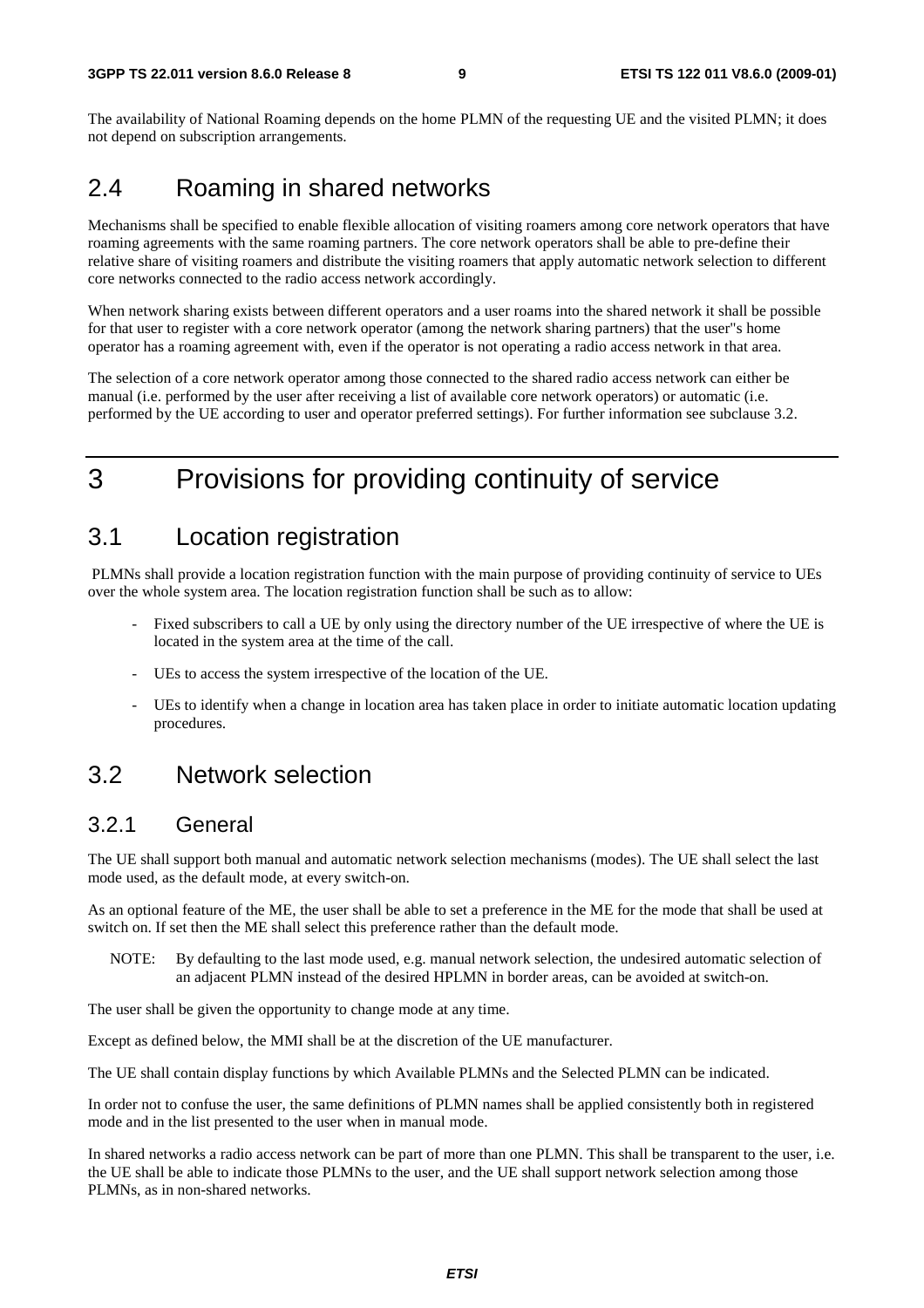The availability of National Roaming depends on the home PLMN of the requesting UE and the visited PLMN; it does not depend on subscription arrangements.

## 2.4 Roaming in shared networks

Mechanisms shall be specified to enable flexible allocation of visiting roamers among core network operators that have roaming agreements with the same roaming partners. The core network operators shall be able to pre-define their relative share of visiting roamers and distribute the visiting roamers that apply automatic network selection to different core networks connected to the radio access network accordingly.

When network sharing exists between different operators and a user roams into the shared network it shall be possible for that user to register with a core network operator (among the network sharing partners) that the user"s home operator has a roaming agreement with, even if the operator is not operating a radio access network in that area.

The selection of a core network operator among those connected to the shared radio access network can either be manual (i.e. performed by the user after receiving a list of available core network operators) or automatic (i.e. performed by the UE according to user and operator preferred settings). For further information see subclause 3.2.

# 3 Provisions for providing continuity of service

## 3.1 Location registration

PLMNs shall provide a location registration function with the main purpose of providing continuity of service to UEs over the whole system area. The location registration function shall be such as to allow:

- Fixed subscribers to call a UE by only using the directory number of the UE irrespective of where the UE is located in the system area at the time of the call.
- UEs to access the system irrespective of the location of the UE.
- UEs to identify when a change in location area has taken place in order to initiate automatic location updating procedures.

## 3.2 Network selection

### 3.2.1 General

The UE shall support both manual and automatic network selection mechanisms (modes). The UE shall select the last mode used, as the default mode, at every switch-on.

As an optional feature of the ME, the user shall be able to set a preference in the ME for the mode that shall be used at switch on. If set then the ME shall select this preference rather than the default mode.

NOTE: By defaulting to the last mode used, e.g. manual network selection, the undesired automatic selection of an adjacent PLMN instead of the desired HPLMN in border areas, can be avoided at switch-on.

The user shall be given the opportunity to change mode at any time.

Except as defined below, the MMI shall be at the discretion of the UE manufacturer.

The UE shall contain display functions by which Available PLMNs and the Selected PLMN can be indicated.

In order not to confuse the user, the same definitions of PLMN names shall be applied consistently both in registered mode and in the list presented to the user when in manual mode.

In shared networks a radio access network can be part of more than one PLMN. This shall be transparent to the user, i.e. the UE shall be able to indicate those PLMNs to the user, and the UE shall support network selection among those PLMNs, as in non-shared networks.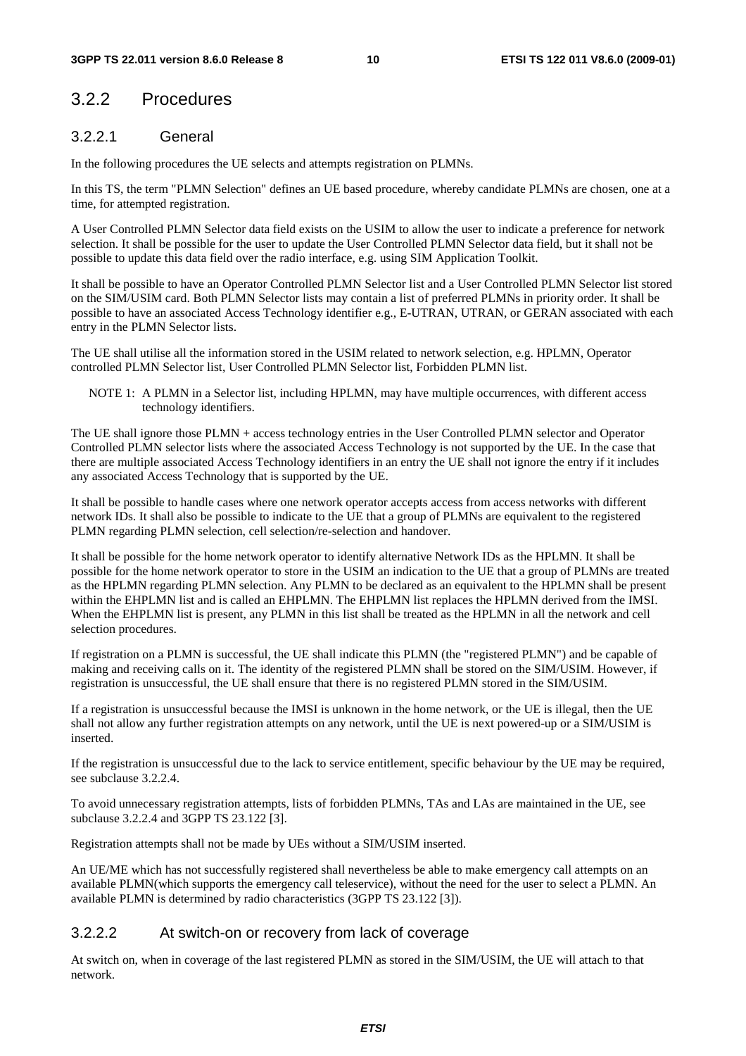## 3.2.2 Procedures

### 3.2.2.1 General

In the following procedures the UE selects and attempts registration on PLMNs.

In this TS, the term "PLMN Selection" defines an UE based procedure, whereby candidate PLMNs are chosen, one at a time, for attempted registration.

A User Controlled PLMN Selector data field exists on the USIM to allow the user to indicate a preference for network selection. It shall be possible for the user to update the User Controlled PLMN Selector data field, but it shall not be possible to update this data field over the radio interface, e.g. using SIM Application Toolkit.

It shall be possible to have an Operator Controlled PLMN Selector list and a User Controlled PLMN Selector list stored on the SIM/USIM card. Both PLMN Selector lists may contain a list of preferred PLMNs in priority order. It shall be possible to have an associated Access Technology identifier e.g., E-UTRAN, UTRAN, or GERAN associated with each entry in the PLMN Selector lists.

The UE shall utilise all the information stored in the USIM related to network selection, e.g. HPLMN, Operator controlled PLMN Selector list, User Controlled PLMN Selector list, Forbidden PLMN list.

NOTE 1: A PLMN in a Selector list, including HPLMN, may have multiple occurrences, with different access technology identifiers.

The UE shall ignore those PLMN + access technology entries in the User Controlled PLMN selector and Operator Controlled PLMN selector lists where the associated Access Technology is not supported by the UE. In the case that there are multiple associated Access Technology identifiers in an entry the UE shall not ignore the entry if it includes any associated Access Technology that is supported by the UE.

It shall be possible to handle cases where one network operator accepts access from access networks with different network IDs. It shall also be possible to indicate to the UE that a group of PLMNs are equivalent to the registered PLMN regarding PLMN selection, cell selection/re-selection and handover.

It shall be possible for the home network operator to identify alternative Network IDs as the HPLMN. It shall be possible for the home network operator to store in the USIM an indication to the UE that a group of PLMNs are treated as the HPLMN regarding PLMN selection. Any PLMN to be declared as an equivalent to the HPLMN shall be present within the EHPLMN list and is called an EHPLMN. The EHPLMN list replaces the HPLMN derived from the IMSI. When the EHPLMN list is present, any PLMN in this list shall be treated as the HPLMN in all the network and cell selection procedures.

If registration on a PLMN is successful, the UE shall indicate this PLMN (the "registered PLMN") and be capable of making and receiving calls on it. The identity of the registered PLMN shall be stored on the SIM/USIM. However, if registration is unsuccessful, the UE shall ensure that there is no registered PLMN stored in the SIM/USIM.

If a registration is unsuccessful because the IMSI is unknown in the home network, or the UE is illegal, then the UE shall not allow any further registration attempts on any network, until the UE is next powered-up or a SIM/USIM is inserted.

If the registration is unsuccessful due to the lack to service entitlement, specific behaviour by the UE may be required, see subclause 3.2.2.4.

To avoid unnecessary registration attempts, lists of forbidden PLMNs, TAs and LAs are maintained in the UE, see subclause 3.2.2.4 and 3GPP TS 23.122 [3].

Registration attempts shall not be made by UEs without a SIM/USIM inserted.

An UE/ME which has not successfully registered shall nevertheless be able to make emergency call attempts on an available PLMN(which supports the emergency call teleservice), without the need for the user to select a PLMN. An available PLMN is determined by radio characteristics (3GPP TS 23.122 [3]).

### 3.2.2.2 At switch-on or recovery from lack of coverage

At switch on, when in coverage of the last registered PLMN as stored in the SIM/USIM, the UE will attach to that network.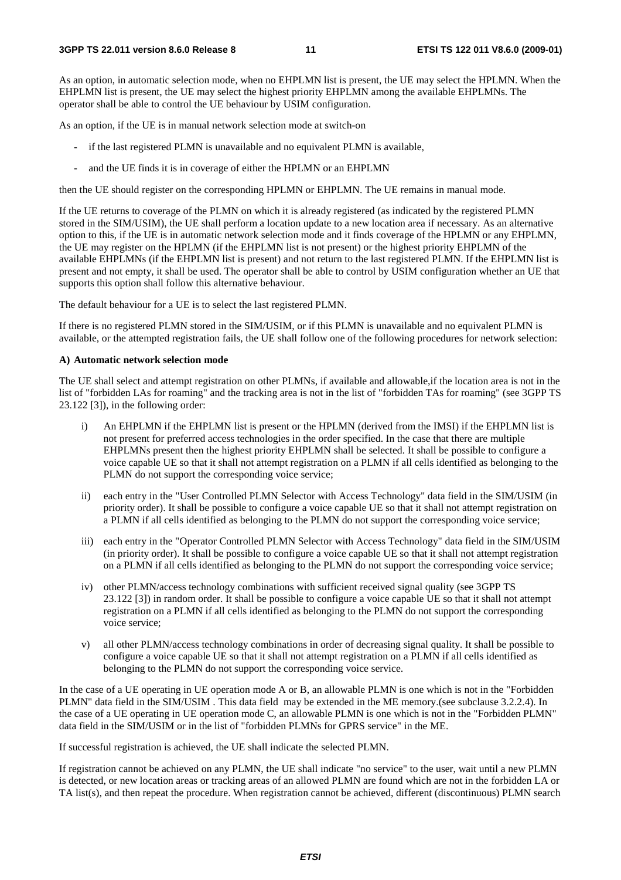As an option, in automatic selection mode, when no EHPLMN list is present, the UE may select the HPLMN. When the EHPLMN list is present, the UE may select the highest priority EHPLMN among the available EHPLMNs. The operator shall be able to control the UE behaviour by USIM configuration.

As an option, if the UE is in manual network selection mode at switch-on

- if the last registered PLMN is unavailable and no equivalent PLMN is available,
- and the UE finds it is in coverage of either the HPLMN or an EHPLMN

then the UE should register on the corresponding HPLMN or EHPLMN. The UE remains in manual mode.

If the UE returns to coverage of the PLMN on which it is already registered (as indicated by the registered PLMN stored in the SIM/USIM), the UE shall perform a location update to a new location area if necessary. As an alternative option to this, if the UE is in automatic network selection mode and it finds coverage of the HPLMN or any EHPLMN, the UE may register on the HPLMN (if the EHPLMN list is not present) or the highest priority EHPLMN of the available EHPLMNs (if the EHPLMN list is present) and not return to the last registered PLMN. If the EHPLMN list is present and not empty, it shall be used. The operator shall be able to control by USIM configuration whether an UE that supports this option shall follow this alternative behaviour.

The default behaviour for a UE is to select the last registered PLMN.

If there is no registered PLMN stored in the SIM/USIM, or if this PLMN is unavailable and no equivalent PLMN is available, or the attempted registration fails, the UE shall follow one of the following procedures for network selection:

**A) Automatic network selection mode**

The UE shall select and attempt registration on other PLMNs, if available and allowable,if the location area is not in the list of "forbidden LAs for roaming" and the tracking area is not in the list of "forbidden TAs for roaming" (see 3GPP TS 23.122 [3]), in the following order:

i) An EHPLMN if the EHPLMN list is present or the HPLMN (derived from the IMSI) if the EHPLMN list is not present for preferred access technologies in the order specified. In the case that there are multiple EHPLMNs present then the highest priority EHPLMN shall be selected. It shall be possible to configure a voice capable UE so that it shall not attempt registration on a PLMN if all cells identified as belonging to the PLMN do not support the corresponding voice service;

ii) each entry in the "User Controlled PLMN Selector with Access Technology" data field in the SIM/USIM (in priority order). It shall be possible to configure a voice capable UE so that it shall not attempt registration on a PLMN if all cells identified as belonging to the PLMN do not support the corresponding voice service;

iii) each entry in the "Operator Controlled PLMN Selector with Access Technology" data field in the SIM/USIM (in priority order). It shall be possible to configure a voice capable UE so that it shall not attempt registration on a PLMN if all cells identified as belonging to the PLMN do not support the corresponding voice service;

iv) other PLMN/access technology combinations with sufficient received signal quality (see 3GPP TS 23.122 [3]) in random order. It shall be possible to configure a voice capable UE so that it shall not attempt registration on a PLMN if all cells identified as belonging to the PLMN do not support the corresponding voice service;

v) all other PLMN/access technology combinations in order of decreasing signal quality. It shall be possible to configure a voice capable UE so that it shall not attempt registration on a PLMN if all cells identified as belonging to the PLMN do not support the corresponding voice service.

In the case of a UE operating in UE operation mode A or B, an allowable PLMN is one which is not in the "Forbidden PLMN" data field in the SIM/USIM . This data field may be extended in the ME memory.(see subclause 3.2.2.4). In the case of a UE operating in UE operation mode C, an allowable PLMN is one which is not in the "Forbidden PLMN" data field in the SIM/USIM or in the list of "forbidden PLMNs for GPRS service" in the ME.

If successful registration is achieved, the UE shall indicate the selected PLMN.

If registration cannot be achieved on any PLMN, the UE shall indicate "no service" to the user, wait until a new PLMN is detected, or new location areas or tracking areas of an allowed PLMN are found which are not in the forbidden LA or TA list(s), and then repeat the procedure. When registration cannot be achieved, different (discontinuous) PLMN search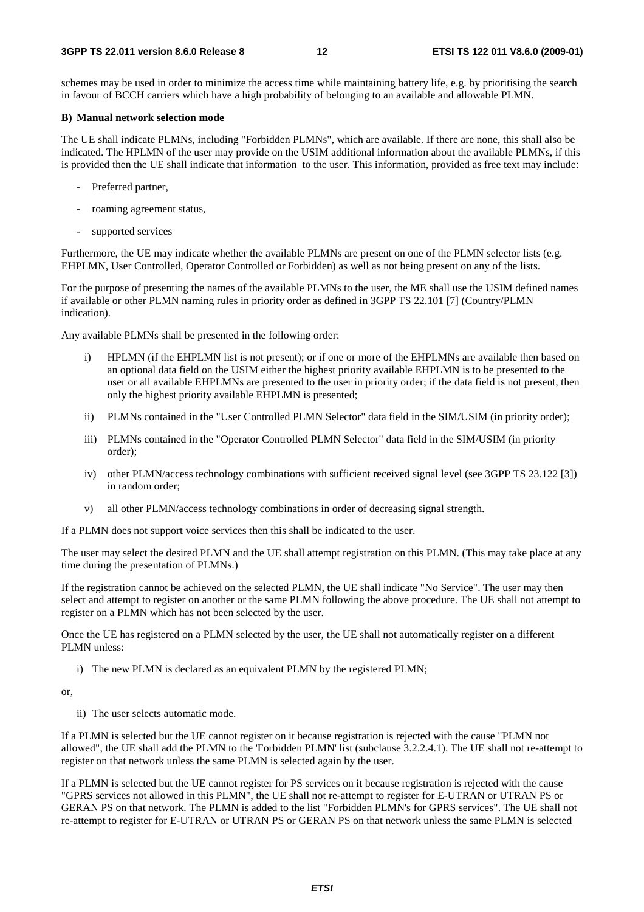schemes may be used in order to minimize the access time while maintaining battery life, e.g. by prioritising the search in favour of BCCH carriers which have a high probability of belonging to an available and allowable PLMN.

**B) Manual network selection mode**

The UE shall indicate PLMNs, including "Forbidden PLMNs", which are available. If there are none, this shall also be indicated. The HPLMN of the user may provide on the USIM additional information about the available PLMNs, if this is provided then the UE shall indicate that information to the user. This information, provided as free text may include:

- Preferred partner,
- roaming agreement status,
- supported services

Furthermore, the UE may indicate whether the available PLMNs are present on one of the PLMN selector lists (e.g. EHPLMN, User Controlled, Operator Controlled or Forbidden) as well as not being present on any of the lists.

For the purpose of presenting the names of the available PLMNs to the user, the ME shall use the USIM defined names if available or other PLMN naming rules in priority order as defined in 3GPP TS 22.101 [7] (Country/PLMN indication).

Any available PLMNs shall be presented in the following order:

i) HPLMN (if the EHPLMN list is not present); or if one or more of the EHPLMNs are available then based on an optional data field on the USIM either the highest priority available EHPLMN is to be presented to the user or all available EHPLMNs are presented to the user in priority order; if the data field is not present, then only the highest priority available EHPLMN is presented;

ii) PLMNs contained in the "User Controlled PLMN Selector" data field in the SIM/USIM (in priority order);

iii) PLMNs contained in the "Operator Controlled PLMN Selector" data field in the SIM/USIM (in priority order);

iv) other PLMN/access technology combinations with sufficient received signal level (see 3GPP TS 23.122 [3]) in random order;

v) all other PLMN/access technology combinations in order of decreasing signal strength.

If a PLMN does not support voice services then this shall be indicated to the user.

The user may select the desired PLMN and the UE shall attempt registration on this PLMN. (This may take place at any time during the presentation of PLMNs.)

If the registration cannot be achieved on the selected PLMN, the UE shall indicate "No Service". The user may then select and attempt to register on another or the same PLMN following the above procedure. The UE shall not attempt to register on a PLMN which has not been selected by the user.

Once the UE has registered on a PLMN selected by the user, the UE shall not automatically register on a different PLMN unless:

i) The new PLMN is declared as an equivalent PLMN by the registered PLMN;

or,

ii) The user selects automatic mode.

If a PLMN is selected but the UE cannot register on it because registration is rejected with the cause "PLMN not allowed", the UE shall add the PLMN to the 'Forbidden PLMN' list (subclause 3.2.2.4.1). The UE shall not re-attempt to register on that network unless the same PLMN is selected again by the user.

If a PLMN is selected but the UE cannot register for PS services on it because registration is rejected with the cause "GPRS services not allowed in this PLMN", the UE shall not re-attempt to register for E-UTRAN or UTRAN PS or GERAN PS on that network. The PLMN is added to the list "Forbidden PLMN's for GPRS services". The UE shall not re-attempt to register for E-UTRAN or UTRAN PS or GERAN PS on that network unless the same PLMN is selected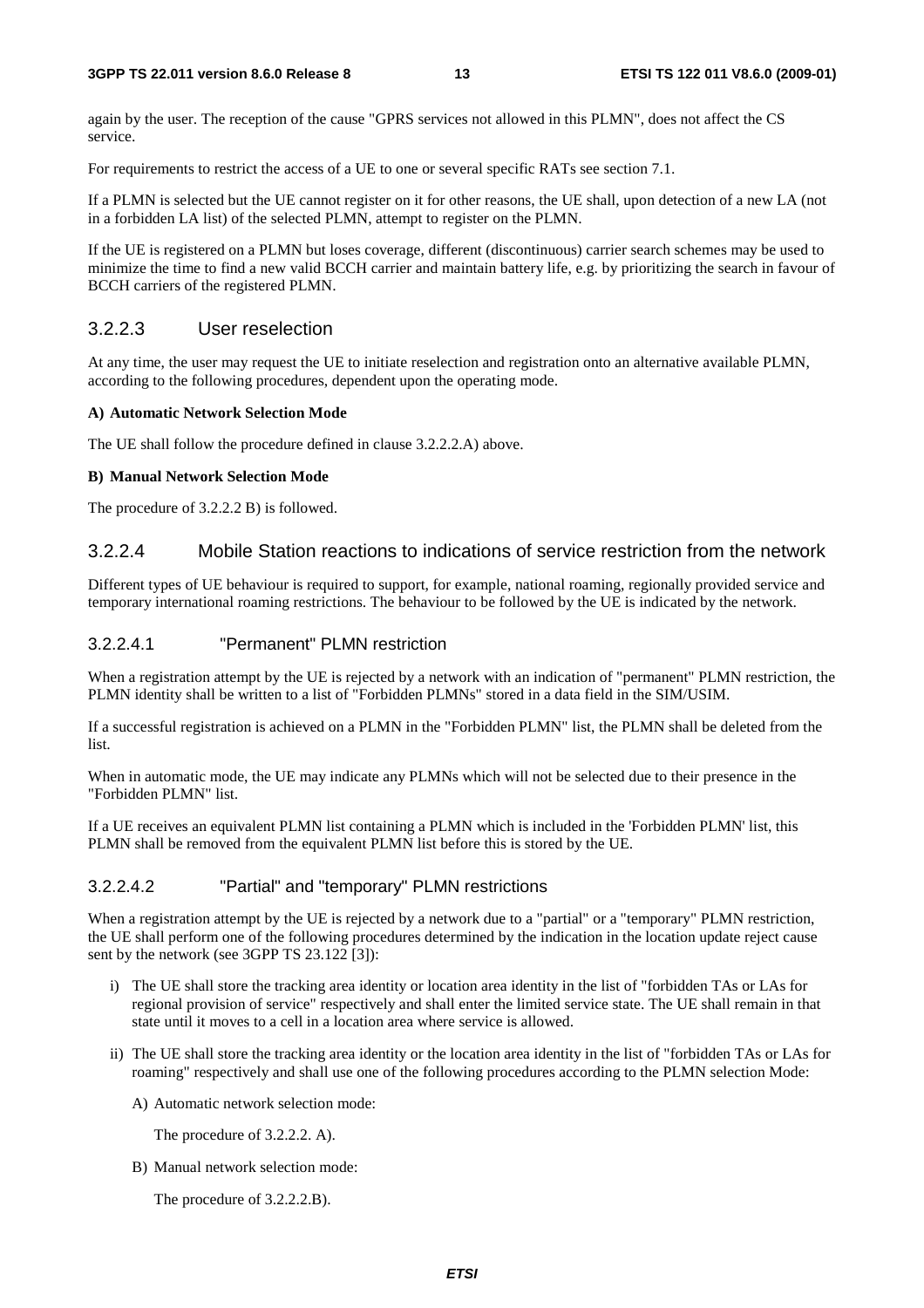again by the user. The reception of the cause "GPRS services not allowed in this PLMN", does not affect the CS service.

For requirements to restrict the access of a UE to one or several specific RATs see section 7.1.

If a PLMN is selected but the UE cannot register on it for other reasons, the UE shall, upon detection of a new LA (not in a forbidden LA list) of the selected PLMN, attempt to register on the PLMN.

If the UE is registered on a PLMN but loses coverage, different (discontinuous) carrier search schemes may be used to minimize the time to find a new valid BCCH carrier and maintain battery life, e.g. by prioritizing the search in favour of BCCH carriers of the registered PLMN.

### 3.2.2.3 User reselection

At any time, the user may request the UE to initiate reselection and registration onto an alternative available PLMN, according to the following procedures, dependent upon the operating mode.

**A) Automatic Network Selection Mode**

The UE shall follow the procedure defined in clause 3.2.2.2.A) above.

**B) Manual Network Selection Mode**

The procedure of 3.2.2.2 B) is followed.

### 3.2.2.4 Mobile Station reactions to indications of service restriction from the network

Different types of UE behaviour is required to support, for example, national roaming, regionally provided service and temporary international roaming restrictions. The behaviour to be followed by the UE is indicated by the network.

#### 3.2.2.4.1 "Permanent" PLMN restriction

When a registration attempt by the UE is rejected by a network with an indication of "permanent" PLMN restriction, the PLMN identity shall be written to a list of "Forbidden PLMNs" stored in a data field in the SIM/USIM.

If a successful registration is achieved on a PLMN in the "Forbidden PLMN" list, the PLMN shall be deleted from the list.

When in automatic mode, the UE may indicate any PLMNs which will not be selected due to their presence in the "Forbidden PLMN" list.

If a UE receives an equivalent PLMN list containing a PLMN which is included in the 'Forbidden PLMN' list, this PLMN shall be removed from the equivalent PLMN list before this is stored by the UE.

#### 3.2.2.4.2 "Partial" and "temporary" PLMN restrictions

When a registration attempt by the UE is rejected by a network due to a "partial" or a "temporary" PLMN restriction, the UE shall perform one of the following procedures determined by the indication in the location update reject cause sent by the network (see 3GPP TS 23.122 [3]):

i) The UE shall store the tracking area identity or location area identity in the list of "forbidden TAs or LAs for regional provision of service" respectively and shall enter the limited service state. The UE shall remain in that state until it moves to a cell in a location area where service is allowed.

ii) The UE shall store the tracking area identity or the location area identity in the list of "forbidden TAs or LAs for roaming" respectively and shall use one of the following procedures according to the PLMN selection Mode:

   A) Automatic network selection mode:

      The procedure of 3.2.2.2. A).

   B) Manual network selection mode:

      The procedure of 3.2.2.2.B).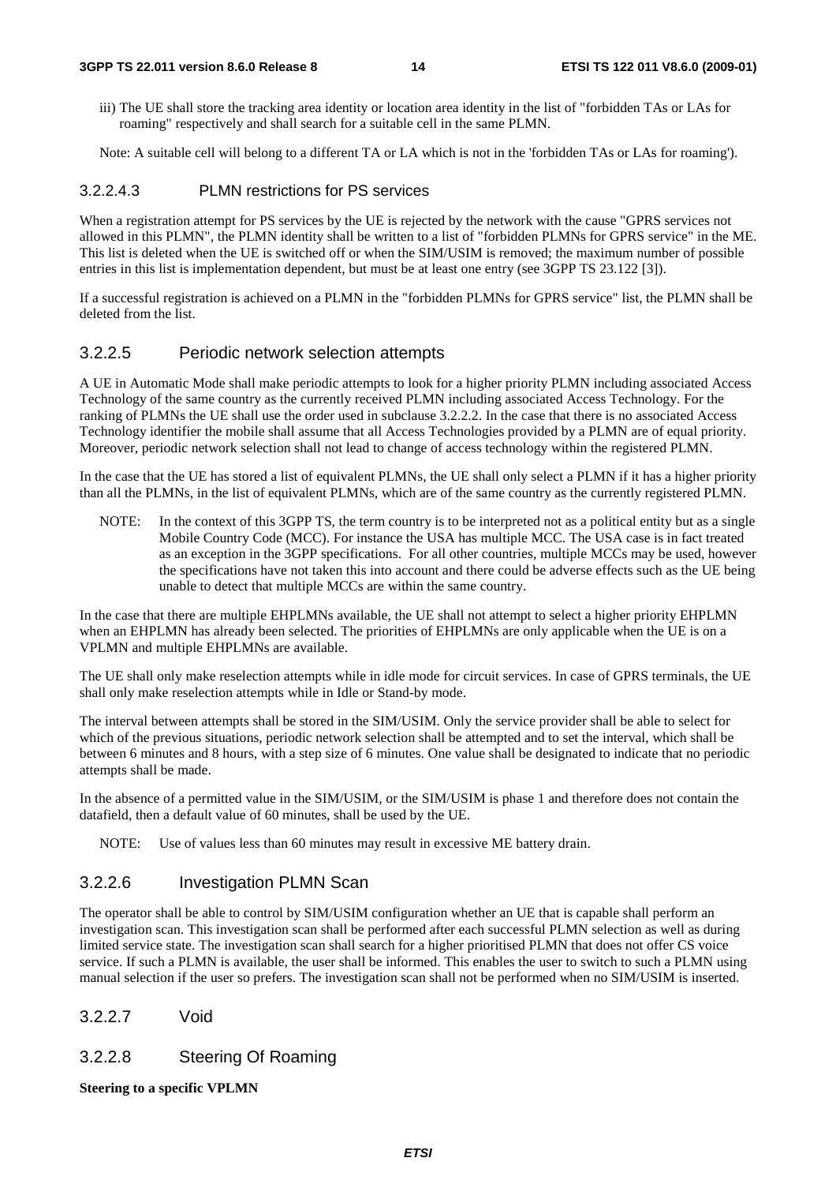iii) The UE shall store the tracking area identity or location area identity in the list of "forbidden TAs or LAs for roaming" respectively and shall search for a suitable cell in the same PLMN.

Note: A suitable cell will belong to a different TA or LA which is not in the 'forbidden TAs or LAs for roaming').

#### 3.2.2.4.3 PLMN restrictions for PS services

When a registration attempt for PS services by the UE is rejected by the network with the cause "GPRS services not allowed in this PLMN", the PLMN identity shall be written to a list of "forbidden PLMNs for GPRS service" in the ME. This list is deleted when the UE is switched off or when the SIM/USIM is removed; the maximum number of possible entries in this list is implementation dependent, but must be at least one entry (see 3GPP TS 23.122 [3]).

If a successful registration is achieved on a PLMN in the "forbidden PLMNs for GPRS service" list, the PLMN shall be deleted from the list.

### 3.2.2.5 Periodic network selection attempts

A UE in Automatic Mode shall make periodic attempts to look for a higher priority PLMN including associated Access Technology of the same country as the currently received PLMN including associated Access Technology. For the ranking of PLMNs the UE shall use the order used in subclause 3.2.2.2. In the case that there is no associated Access Technology identifier the mobile shall assume that all Access Technologies provided by a PLMN are of equal priority. Moreover, periodic network selection shall not lead to change of access technology within the registered PLMN.

In the case that the UE has stored a list of equivalent PLMNs, the UE shall only select a PLMN if it has a higher priority than all the PLMNs, in the list of equivalent PLMNs, which are of the same country as the currently registered PLMN.

NOTE: In the context of this 3GPP TS, the term country is to be interpreted not as a political entity but as a single Mobile Country Code (MCC). For instance the USA has multiple MCC. The USA case is in fact treated as an exception in the 3GPP specifications. For all other countries, multiple MCCs may be used, however the specifications have not taken this into account and there could be adverse effects such as the UE being unable to detect that multiple MCCs are within the same country.

In the case that there are multiple EHPLMNs available, the UE shall not attempt to select a higher priority EHPLMN when an EHPLMN has already been selected. The priorities of EHPLMNs are only applicable when the UE is on a VPLMN and multiple EHPLMNs are available.

The UE shall only make reselection attempts while in idle mode for circuit services. In case of GPRS terminals, the UE shall only make reselection attempts while in Idle or Stand-by mode.

The interval between attempts shall be stored in the SIM/USIM. Only the service provider shall be able to select for which of the previous situations, periodic network selection shall be attempted and to set the interval, which shall be between 6 minutes and 8 hours, with a step size of 6 minutes. One value shall be designated to indicate that no periodic attempts shall be made.

In the absence of a permitted value in the SIM/USIM, or the SIM/USIM is phase 1 and therefore does not contain the datafield, then a default value of 60 minutes, shall be used by the UE.

NOTE: Use of values less than 60 minutes may result in excessive ME battery drain.

### 3.2.2.6 Investigation PLMN Scan

The operator shall be able to control by SIM/USIM configuration whether an UE that is capable shall perform an investigation scan. This investigation scan shall be performed after each successful PLMN selection as well as during limited service state. The investigation scan shall search for a higher prioritised PLMN that does not offer CS voice service. If such a PLMN is available, the user shall be informed. This enables the user to switch to such a PLMN using manual selection if the user so prefers. The investigation scan shall not be performed when no SIM/USIM is inserted.

### 3.2.2.7 Void

### 3.2.2.8 Steering Of Roaming

**Steering to a specific VPLMN**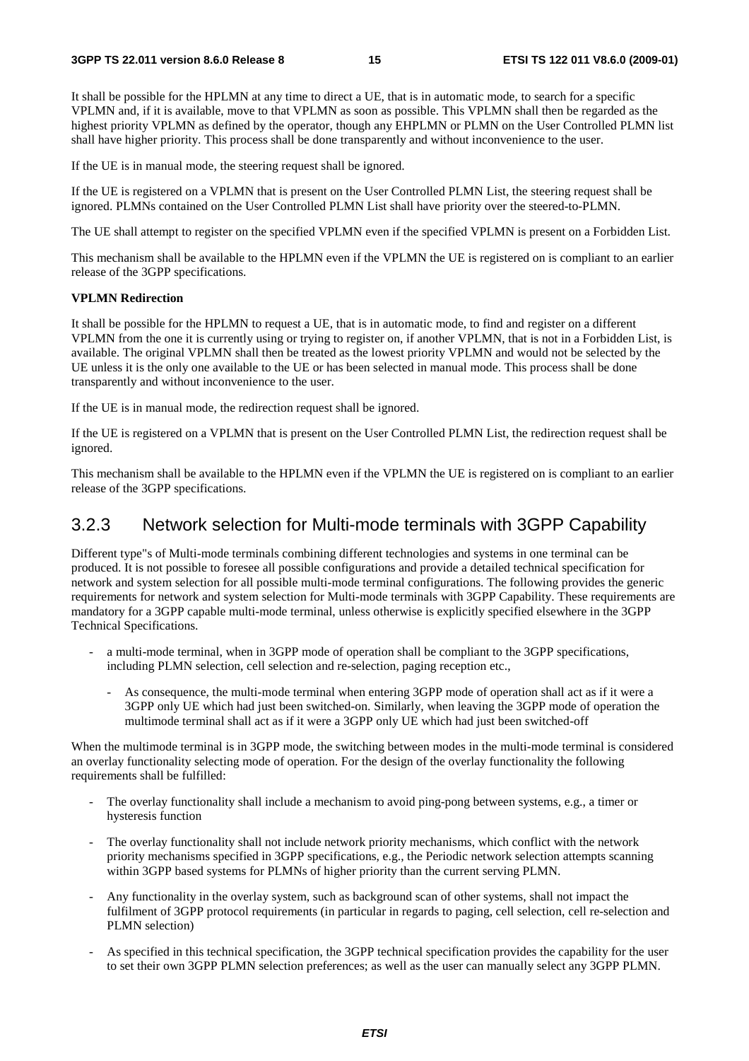It shall be possible for the HPLMN at any time to direct a UE, that is in automatic mode, to search for a specific VPLMN and, if it is available, move to that VPLMN as soon as possible. This VPLMN shall then be regarded as the highest priority VPLMN as defined by the operator, though any EHPLMN or PLMN on the User Controlled PLMN list shall have higher priority. This process shall be done transparently and without inconvenience to the user.

If the UE is in manual mode, the steering request shall be ignored.

If the UE is registered on a VPLMN that is present on the User Controlled PLMN List, the steering request shall be ignored. PLMNs contained on the User Controlled PLMN List shall have priority over the steered-to-PLMN.

The UE shall attempt to register on the specified VPLMN even if the specified VPLMN is present on a Forbidden List.

This mechanism shall be available to the HPLMN even if the VPLMN the UE is registered on is compliant to an earlier release of the 3GPP specifications.

**VPLMN Redirection**

It shall be possible for the HPLMN to request a UE, that is in automatic mode, to find and register on a different VPLMN from the one it is currently using or trying to register on, if another VPLMN, that is not in a Forbidden List, is available. The original VPLMN shall then be treated as the lowest priority VPLMN and would not be selected by the UE unless it is the only one available to the UE or has been selected in manual mode. This process shall be done transparently and without inconvenience to the user.

If the UE is in manual mode, the redirection request shall be ignored.

If the UE is registered on a VPLMN that is present on the User Controlled PLMN List, the redirection request shall be ignored.

This mechanism shall be available to the HPLMN even if the VPLMN the UE is registered on is compliant to an earlier release of the 3GPP specifications.

## 3.2.3 Network selection for Multi-mode terminals with 3GPP Capability

Different type"s of Multi-mode terminals combining different technologies and systems in one terminal can be produced. It is not possible to foresee all possible configurations and provide a detailed technical specification for network and system selection for all possible multi-mode terminal configurations. The following provides the generic requirements for network and system selection for Multi-mode terminals with 3GPP Capability. These requirements are mandatory for a 3GPP capable multi-mode terminal, unless otherwise is explicitly specified elsewhere in the 3GPP Technical Specifications.

- a multi-mode terminal, when in 3GPP mode of operation shall be compliant to the 3GPP specifications, including PLMN selection, cell selection and re-selection, paging reception etc.,
    - As consequence, the multi-mode terminal when entering 3GPP mode of operation shall act as if it were a 3GPP only UE which had just been switched-on. Similarly, when leaving the 3GPP mode of operation the multimode terminal shall act as if it were a 3GPP only UE which had just been switched-off

When the multimode terminal is in 3GPP mode, the switching between modes in the multi-mode terminal is considered an overlay functionality selecting mode of operation. For the design of the overlay functionality the following requirements shall be fulfilled:

- The overlay functionality shall include a mechanism to avoid ping-pong between systems, e.g., a timer or hysteresis function
- The overlay functionality shall not include network priority mechanisms, which conflict with the network priority mechanisms specified in 3GPP specifications, e.g., the Periodic network selection attempts scanning within 3GPP based systems for PLMNs of higher priority than the current serving PLMN.
- Any functionality in the overlay system, such as background scan of other systems, shall not impact the fulfilment of 3GPP protocol requirements (in particular in regards to paging, cell selection, cell re-selection and PLMN selection)
- As specified in this technical specification, the 3GPP technical specification provides the capability for the user to set their own 3GPP PLMN selection preferences; as well as the user can manually select any 3GPP PLMN.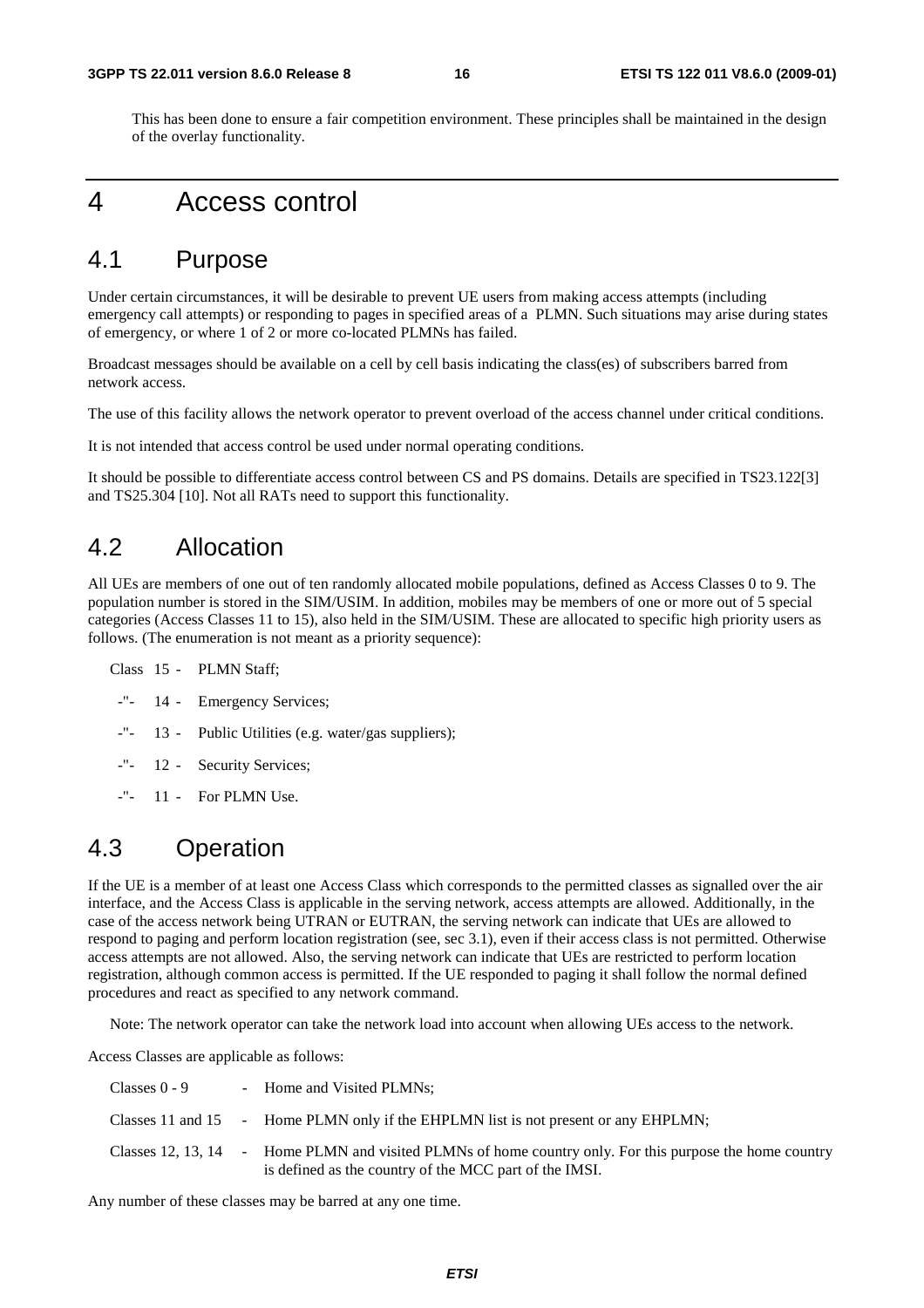This has been done to ensure a fair competition environment. These principles shall be maintained in the design of the overlay functionality.

# 4 Access control

## 4.1 Purpose

Under certain circumstances, it will be desirable to prevent UE users from making access attempts (including emergency call attempts) or responding to pages in specified areas of a PLMN. Such situations may arise during states of emergency, or where 1 of 2 or more co-located PLMNs has failed.

Broadcast messages should be available on a cell by cell basis indicating the class(es) of subscribers barred from network access.

The use of this facility allows the network operator to prevent overload of the access channel under critical conditions.

It is not intended that access control be used under normal operating conditions.

It should be possible to differentiate access control between CS and PS domains. Details are specified in TS23.122[3] and TS25.304 [10]. Not all RATs need to support this functionality.

## 4.2 Allocation

All UEs are members of one out of ten randomly allocated mobile populations, defined as Access Classes 0 to 9. The population number is stored in the SIM/USIM. In addition, mobiles may be members of one or more out of 5 special categories (Access Classes 11 to 15), also held in the SIM/USIM. These are allocated to specific high priority users as follows. (The enumeration is not meant as a priority sequence):

Class 15 - PLMN Staff;

-"- 14 - Emergency Services;

-"- 13 - Public Utilities (e.g. water/gas suppliers);

-"- 12 - Security Services;

-"- 11 - For PLMN Use.

## 4.3 Operation

If the UE is a member of at least one Access Class which corresponds to the permitted classes as signalled over the air interface, and the Access Class is applicable in the serving network, access attempts are allowed. Additionally, in the case of the access network being UTRAN or EUTRAN, the serving network can indicate that UEs are allowed to respond to paging and perform location registration (see, sec 3.1), even if their access class is not permitted. Otherwise access attempts are not allowed. Also, the serving network can indicate that UEs are restricted to perform location registration, although common access is permitted. If the UE responded to paging it shall follow the normal defined procedures and react as specified to any network command.

Note: The network operator can take the network load into account when allowing UEs access to the network.

Access Classes are applicable as follows:

Classes 0 - 9 - Home and Visited PLMNs;

Classes 11 and 15 - Home PLMN only if the EHPLMN list is not present or any EHPLMN;

Classes 12, 13, 14 - Home PLMN and visited PLMNs of home country only. For this purpose the home country is defined as the country of the MCC part of the IMSI.

Any number of these classes may be barred at any one time.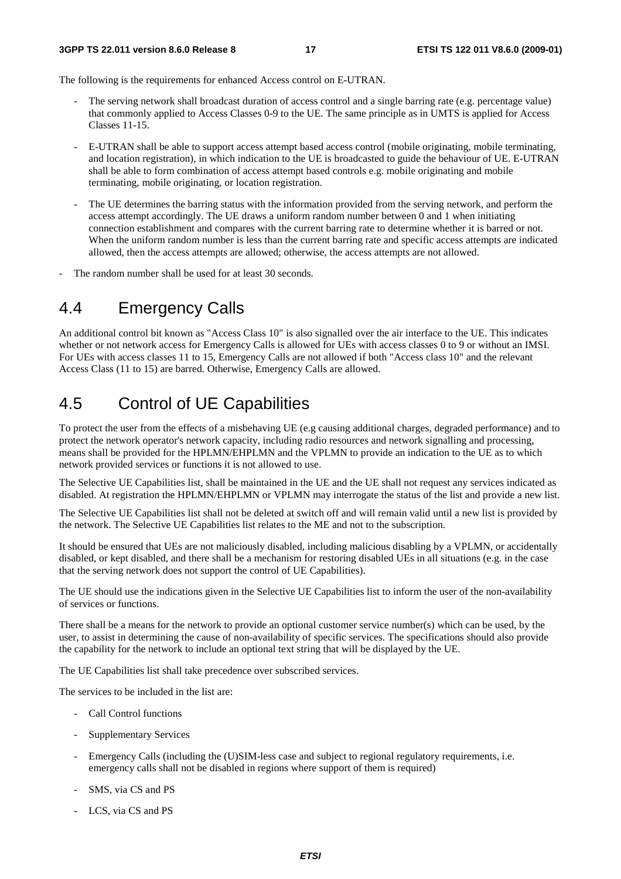The following is the requirements for enhanced Access control on E-UTRAN.

- The serving network shall broadcast duration of access control and a single barring rate (e.g. percentage value) that commonly applied to Access Classes 0-9 to the UE. The same principle as in UMTS is applied for Access Classes 11-15.
- E-UTRAN shall be able to support access attempt based access control (mobile originating, mobile terminating, and location registration), in which indication to the UE is broadcasted to guide the behaviour of UE. E-UTRAN shall be able to form combination of access attempt based controls e.g. mobile originating and mobile terminating, mobile originating, or location registration.
- The UE determines the barring status with the information provided from the serving network, and perform the access attempt accordingly. The UE draws a uniform random number between 0 and 1 when initiating connection establishment and compares with the current barring rate to determine whether it is barred or not. When the uniform random number is less than the current barring rate and specific access attempts are indicated allowed, then the access attempts are allowed; otherwise, the access attempts are not allowed.

- The random number shall be used for at least 30 seconds.

## 4.4 Emergency Calls

An additional control bit known as "Access Class 10" is also signalled over the air interface to the UE. This indicates whether or not network access for Emergency Calls is allowed for UEs with access classes 0 to 9 or without an IMSI. For UEs with access classes 11 to 15, Emergency Calls are not allowed if both "Access class 10" and the relevant Access Class (11 to 15) are barred. Otherwise, Emergency Calls are allowed.

## 4.5 Control of UE Capabilities

To protect the user from the effects of a misbehaving UE (e.g causing additional charges, degraded performance) and to protect the network operator's network capacity, including radio resources and network signalling and processing, means shall be provided for the HPLMN/EHPLMN and the VPLMN to provide an indication to the UE as to which network provided services or functions it is not allowed to use.

The Selective UE Capabilities list, shall be maintained in the UE and the UE shall not request any services indicated as disabled. At registration the HPLMN/EHPLMN or VPLMN may interrogate the status of the list and provide a new list.

The Selective UE Capabilities list shall not be deleted at switch off and will remain valid until a new list is provided by the network. The Selective UE Capabilities list relates to the ME and not to the subscription.

It should be ensured that UEs are not maliciously disabled, including malicious disabling by a VPLMN, or accidentally disabled, or kept disabled, and there shall be a mechanism for restoring disabled UEs in all situations (e.g. in the case that the serving network does not support the control of UE Capabilities).

The UE should use the indications given in the Selective UE Capabilities list to inform the user of the non-availability of services or functions.

There shall be a means for the network to provide an optional customer service number(s) which can be used, by the user, to assist in determining the cause of non-availability of specific services. The specifications should also provide the capability for the network to include an optional text string that will be displayed by the UE.

The UE Capabilities list shall take precedence over subscribed services.

The services to be included in the list are:

- Call Control functions
- Supplementary Services
- Emergency Calls (including the (U)SIM-less case and subject to regional regulatory requirements, i.e. emergency calls shall not be disabled in regions where support of them is required)
- SMS, via CS and PS
- LCS, via CS and PS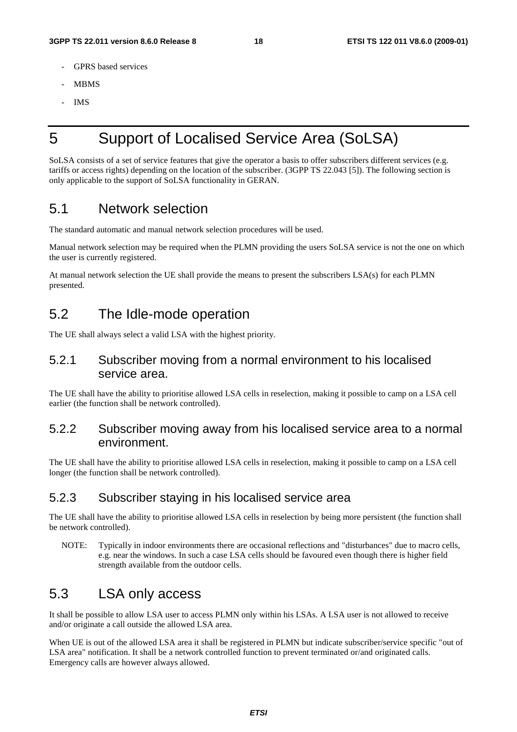- GPRS based services
- MBMS
- IMS

# 5 Support of Localised Service Area (SoLSA)

SoLSA consists of a set of service features that give the operator a basis to offer subscribers different services (e.g. tariffs or access rights) depending on the location of the subscriber. (3GPP TS 22.043 [5]). The following section is only applicable to the support of SoLSA functionality in GERAN.

## 5.1 Network selection

The standard automatic and manual network selection procedures will be used.

Manual network selection may be required when the PLMN providing the users SoLSA service is not the one on which the user is currently registered.

At manual network selection the UE shall provide the means to present the subscribers LSA(s) for each PLMN presented.

## 5.2 The Idle-mode operation

The UE shall always select a valid LSA with the highest priority.

### 5.2.1 Subscriber moving from a normal environment to his localised service area.

The UE shall have the ability to prioritise allowed LSA cells in reselection, making it possible to camp on a LSA cell earlier (the function shall be network controlled).

### 5.2.2 Subscriber moving away from his localised service area to a normal environment.

The UE shall have the ability to prioritise allowed LSA cells in reselection, making it possible to camp on a LSA cell longer (the function shall be network controlled).

### 5.2.3 Subscriber staying in his localised service area

The UE shall have the ability to prioritise allowed LSA cells in reselection by being more persistent (the function shall be network controlled).

NOTE: Typically in indoor environments there are occasional reflections and "disturbances" due to macro cells, e.g. near the windows. In such a case LSA cells should be favoured even though there is higher field strength available from the outdoor cells.

## 5.3 LSA only access

It shall be possible to allow LSA user to access PLMN only within his LSAs. A LSA user is not allowed to receive and/or originate a call outside the allowed LSA area.

When UE is out of the allowed LSA area it shall be registered in PLMN but indicate subscriber/service specific "out of LSA area" notification. It shall be a network controlled function to prevent terminated or/and originated calls. Emergency calls are however always allowed.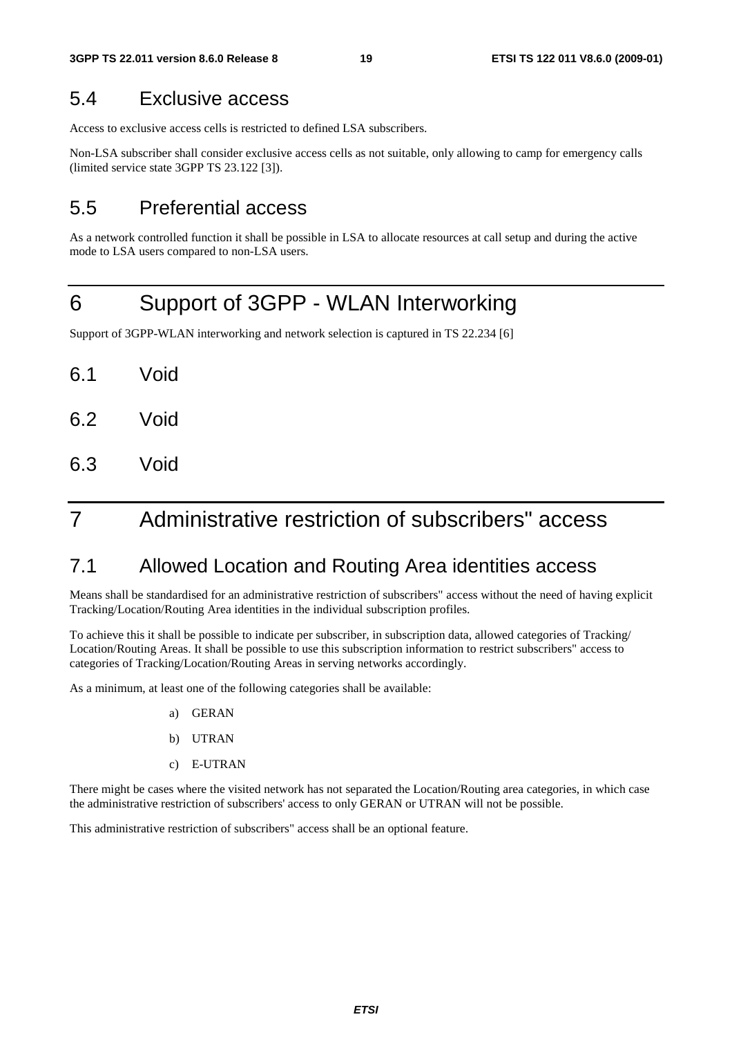## 5.4 Exclusive access

Access to exclusive access cells is restricted to defined LSA subscribers.

Non-LSA subscriber shall consider exclusive access cells as not suitable, only allowing to camp for emergency calls (limited service state 3GPP TS 23.122 [3]).

## 5.5 Preferential access

As a network controlled function it shall be possible in LSA to allocate resources at call setup and during the active mode to LSA users compared to non-LSA users.

# 6 Support of 3GPP - WLAN Interworking

Support of 3GPP-WLAN interworking and network selection is captured in TS 22.234 [6]

## 6.1 Void

## 6.2 Void

## 6.3 Void

# 7 Administrative restriction of subscribers" access

## 7.1 Allowed Location and Routing Area identities access

Means shall be standardised for an administrative restriction of subscribers" access without the need of having explicit Tracking/Location/Routing Area identities in the individual subscription profiles.

To achieve this it shall be possible to indicate per subscriber, in subscription data, allowed categories of Tracking/Location/Routing Areas. It shall be possible to use this subscription information to restrict subscribers" access to categories of Tracking/Location/Routing Areas in serving networks accordingly.

As a minimum, at least one of the following categories shall be available:

a) GERAN

b) UTRAN

c) E-UTRAN

There might be cases where the visited network has not separated the Location/Routing area categories, in which case the administrative restriction of subscribers' access to only GERAN or UTRAN will not be possible.

This administrative restriction of subscribers" access shall be an optional feature.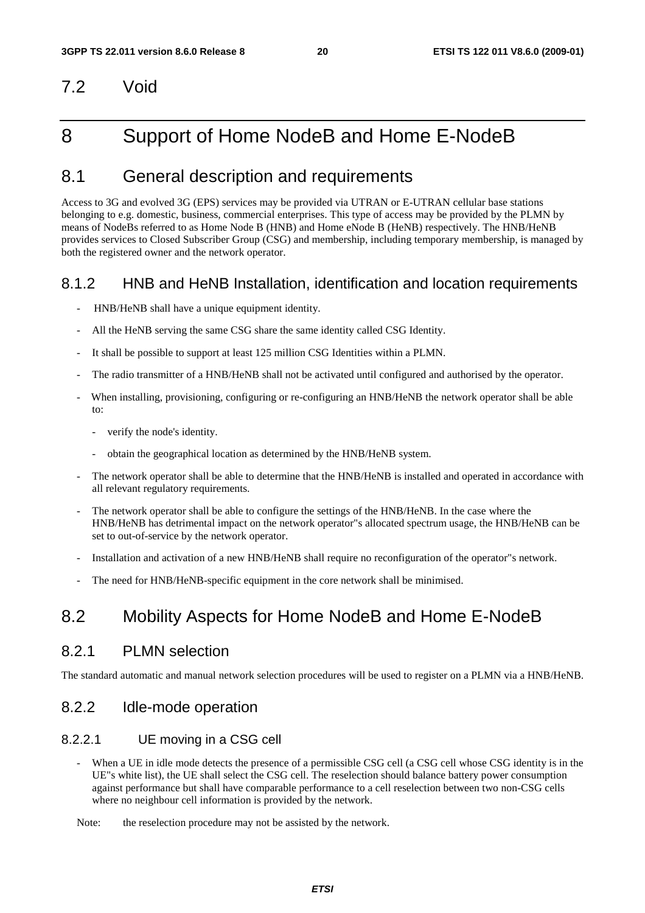## 7.2 Void

# 8 Support of Home NodeB and Home E-NodeB

## 8.1 General description and requirements

Access to 3G and evolved 3G (EPS) services may be provided via UTRAN or E-UTRAN cellular base stations belonging to e.g. domestic, business, commercial enterprises. This type of access may be provided by the PLMN by means of NodeBs referred to as Home Node B (HNB) and Home eNode B (HeNB) respectively. The HNB/HeNB provides services to Closed Subscriber Group (CSG) and membership, including temporary membership, is managed by both the registered owner and the network operator.

### 8.1.2 HNB and HeNB Installation, identification and location requirements

- HNB/HeNB shall have a unique equipment identity.
- All the HeNB serving the same CSG share the same identity called CSG Identity.
- It shall be possible to support at least 125 million CSG Identities within a PLMN.
- The radio transmitter of a HNB/HeNB shall not be activated until configured and authorised by the operator.
- When installing, provisioning, configuring or re-configuring an HNB/HeNB the network operator shall be able to:
  - verify the node's identity.
  - obtain the geographical location as determined by the HNB/HeNB system.
- The network operator shall be able to determine that the HNB/HeNB is installed and operated in accordance with all relevant regulatory requirements.
- The network operator shall be able to configure the settings of the HNB/HeNB. In the case where the HNB/HeNB has detrimental impact on the network operator"s allocated spectrum usage, the HNB/HeNB can be set to out-of-service by the network operator.
- Installation and activation of a new HNB/HeNB shall require no reconfiguration of the operator"s network.
- The need for HNB/HeNB-specific equipment in the core network shall be minimised.

## 8.2 Mobility Aspects for Home NodeB and Home E-NodeB

### 8.2.1 PLMN selection

The standard automatic and manual network selection procedures will be used to register on a PLMN via a HNB/HeNB.

### 8.2.2 Idle-mode operation

#### 8.2.2.1 UE moving in a CSG cell

- When a UE in idle mode detects the presence of a permissible CSG cell (a CSG cell whose CSG identity is in the UE"s white list), the UE shall select the CSG cell. The reselection should balance battery power consumption against performance but shall have comparable performance to a cell reselection between two non-CSG cells where no neighbour cell information is provided by the network.

Note: the reselection procedure may not be assisted by the network.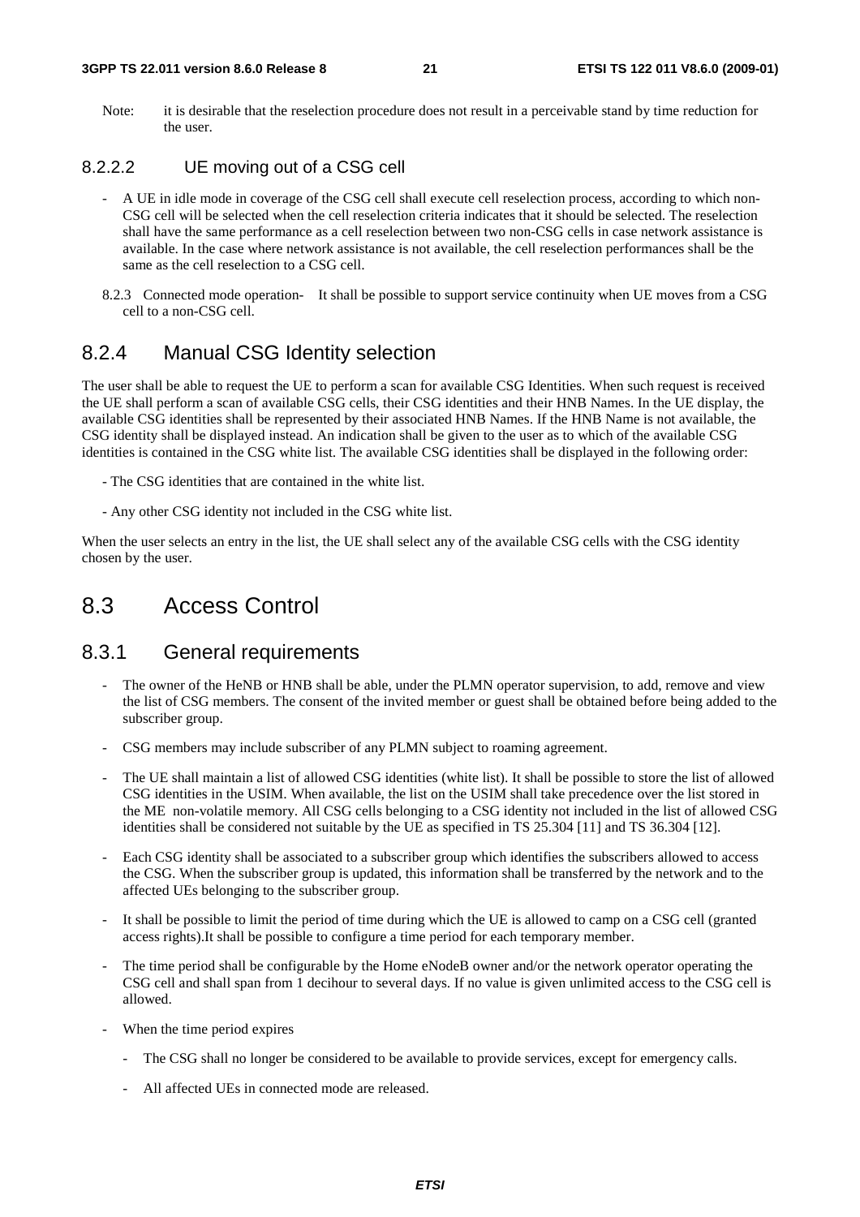Note: it is desirable that the reselection procedure does not result in a perceivable stand by time reduction for the user.

#### 8.2.2.2 UE moving out of a CSG cell

- A UE in idle mode in coverage of the CSG cell shall execute cell reselection process, according to which non-CSG cell will be selected when the cell reselection criteria indicates that it should be selected. The reselection shall have the same performance as a cell reselection between two non-CSG cells in case network assistance is available. In the case where network assistance is not available, the cell reselection performances shall be the same as the cell reselection to a CSG cell.

8.2.3 Connected mode operation- It shall be possible to support service continuity when UE moves from a CSG cell to a non-CSG cell.

### 8.2.4 Manual CSG Identity selection

The user shall be able to request the UE to perform a scan for available CSG Identities. When such request is received the UE shall perform a scan of available CSG cells, their CSG identities and their HNB Names. In the UE display, the available CSG identities shall be represented by their associated HNB Names. If the HNB Name is not available, the CSG identity shall be displayed instead. An indication shall be given to the user as to which of the available CSG identities is contained in the CSG white list. The available CSG identities shall be displayed in the following order:

- The CSG identities that are contained in the white list.
- Any other CSG identity not included in the CSG white list.

When the user selects an entry in the list, the UE shall select any of the available CSG cells with the CSG identity chosen by the user.

## 8.3 Access Control

### 8.3.1 General requirements

- The owner of the HeNB or HNB shall be able, under the PLMN operator supervision, to add, remove and view the list of CSG members. The consent of the invited member or guest shall be obtained before being added to the subscriber group.
- CSG members may include subscriber of any PLMN subject to roaming agreement.
- The UE shall maintain a list of allowed CSG identities (white list). It shall be possible to store the list of allowed CSG identities in the USIM. When available, the list on the USIM shall take precedence over the list stored in the ME non-volatile memory. All CSG cells belonging to a CSG identity not included in the list of allowed CSG identities shall be considered not suitable by the UE as specified in TS 25.304 [11] and TS 36.304 [12].
- Each CSG identity shall be associated to a subscriber group which identifies the subscribers allowed to access the CSG. When the subscriber group is updated, this information shall be transferred by the network and to the affected UEs belonging to the subscriber group.
- It shall be possible to limit the period of time during which the UE is allowed to camp on a CSG cell (granted access rights).It shall be possible to configure a time period for each temporary member.
- The time period shall be configurable by the Home eNodeB owner and/or the network operator operating the CSG cell and shall span from 1 decihour to several days. If no value is given unlimited access to the CSG cell is allowed.
- When the time period expires
  - The CSG shall no longer be considered to be available to provide services, except for emergency calls.
  - All affected UEs in connected mode are released.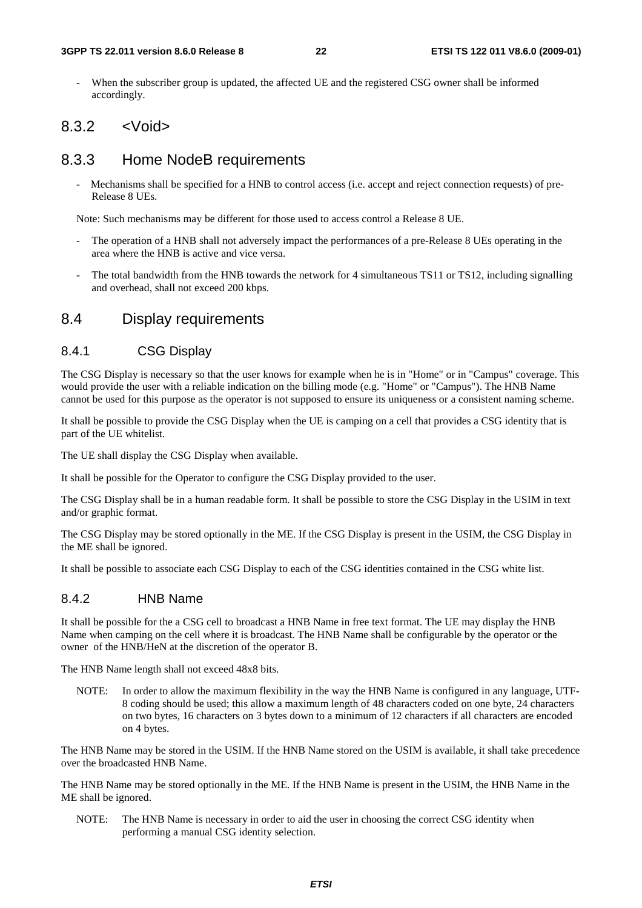- When the subscriber group is updated, the affected UE and the registered CSG owner shall be informed accordingly.

## 8.3.2 <Void>

## 8.3.3 Home NodeB requirements

- Mechanisms shall be specified for a HNB to control access (i.e. accept and reject connection requests) of pre-Release 8 UEs.

Note: Such mechanisms may be different for those used to access control a Release 8 UE.

- The operation of a HNB shall not adversely impact the performances of a pre-Release 8 UEs operating in the area where the HNB is active and vice versa.
- The total bandwidth from the HNB towards the network for 4 simultaneous TS11 or TS12, including signalling and overhead, shall not exceed 200 kbps.

## 8.4 Display requirements

### 8.4.1 CSG Display

The CSG Display is necessary so that the user knows for example when he is in "Home" or in "Campus" coverage. This would provide the user with a reliable indication on the billing mode (e.g. "Home" or "Campus"). The HNB Name cannot be used for this purpose as the operator is not supposed to ensure its uniqueness or a consistent naming scheme.

It shall be possible to provide the CSG Display when the UE is camping on a cell that provides a CSG identity that is part of the UE whitelist.

The UE shall display the CSG Display when available.

It shall be possible for the Operator to configure the CSG Display provided to the user.

The CSG Display shall be in a human readable form. It shall be possible to store the CSG Display in the USIM in text and/or graphic format.

The CSG Display may be stored optionally in the ME. If the CSG Display is present in the USIM, the CSG Display in the ME shall be ignored.

It shall be possible to associate each CSG Display to each of the CSG identities contained in the CSG white list.

### 8.4.2 HNB Name

It shall be possible for the a CSG cell to broadcast a HNB Name in free text format. The UE may display the HNB Name when camping on the cell where it is broadcast. The HNB Name shall be configurable by the operator or the owner of the HNB/HeN at the discretion of the operator B.

The HNB Name length shall not exceed 48x8 bits.

NOTE: In order to allow the maximum flexibility in the way the HNB Name is configured in any language, UTF-8 coding should be used; this allow a maximum length of 48 characters coded on one byte, 24 characters on two bytes, 16 characters on 3 bytes down to a minimum of 12 characters if all characters are encoded on 4 bytes.

The HNB Name may be stored in the USIM. If the HNB Name stored on the USIM is available, it shall take precedence over the broadcasted HNB Name.

The HNB Name may be stored optionally in the ME. If the HNB Name is present in the USIM, the HNB Name in the ME shall be ignored.

NOTE: The HNB Name is necessary in order to aid the user in choosing the correct CSG identity when performing a manual CSG identity selection.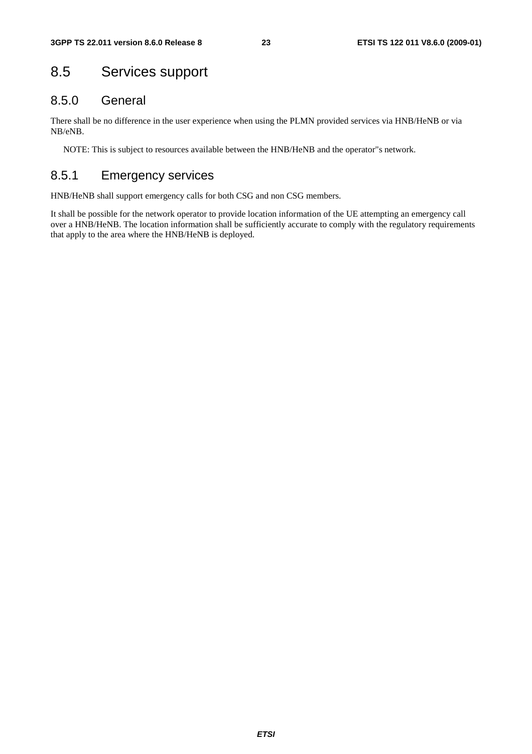## 8.5 Services support

### 8.5.0 General

There shall be no difference in the user experience when using the PLMN provided services via HNB/HeNB or via NB/eNB.

NOTE: This is subject to resources available between the HNB/HeNB and the operator"s network.

### 8.5.1 Emergency services

HNB/HeNB shall support emergency calls for both CSG and non CSG members.

It shall be possible for the network operator to provide location information of the UE attempting an emergency call over a HNB/HeNB. The location information shall be sufficiently accurate to comply with the regulatory requirements that apply to the area where the HNB/HeNB is deployed.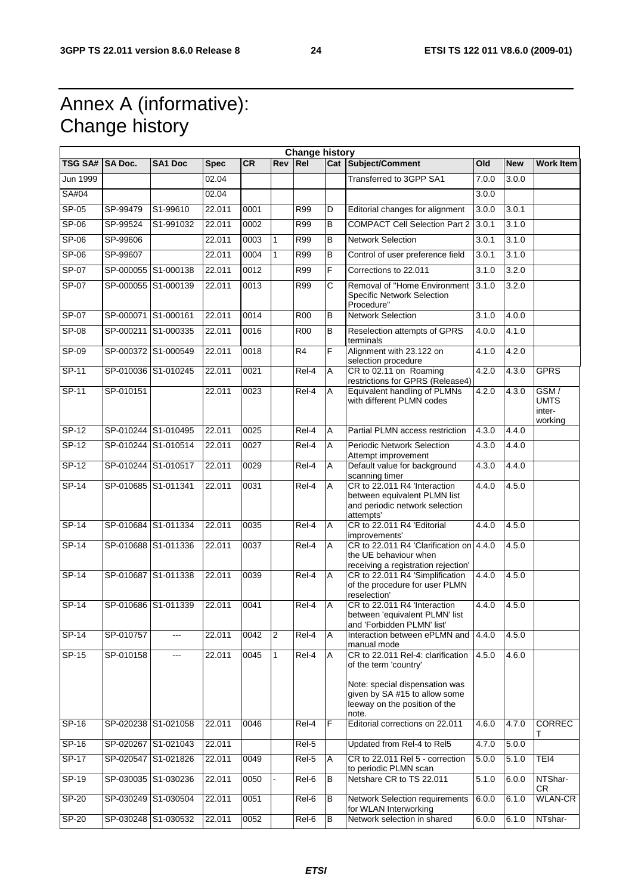# Annex A (informative): Change history

| Change history | | | | | | | | | | | |
|---|---|---|---|---|---|---|---|---|---|---|---|
| TSG SA# | SA Doc. | SA1 Doc | Spec | CR | Rev | Rel | Cat | Subject/Comment | Old | New | Work Item |
| Jun 1999 | | | 02.04 | | | | | Transferred to 3GPP SA1 | 7.0.0 | 3.0.0 | |
| SA#04 | | | 02.04 | | | | | | 3.0.0 | | |
| SP-05 | SP-99479 | S1-99610 | 22.011 | 0001 | | R99 | D | Editorial changes for alignment | 3.0.0 | 3.0.1 | |
| SP-06 | SP-99524 | S1-991032 | 22.011 | 0002 | | R99 | B | COMPACT Cell Selection Part 2 | 3.0.1 | 3.1.0 | |
| SP-06 | SP-99606 | | 22.011 | 0003 | 1 | R99 | B | Network Selection | 3.0.1 | 3.1.0 | |
| SP-06 | SP-99607 | | 22.011 | 0004 | 1 | R99 | B | Control of user preference field | 3.0.1 | 3.1.0 | |
| SP-07 | SP-000055 | S1-000138 | 22.011 | 0012 | | R99 | F | Corrections to 22.011 | 3.1.0 | 3.2.0 | |
| SP-07 | SP-000055 | S1-000139 | 22.011 | 0013 | | R99 | C | Removal of "Home Environment Specific Network Selection Procedure" | 3.1.0 | 3.2.0 | |
| SP-07 | SP-000071 | S1-000161 | 22.011 | 0014 | | R00 | B | Network Selection | 3.1.0 | 4.0.0 | |
| SP-08 | SP-000211 | S1-000335 | 22.011 | 0016 | | R00 | B | Reselection attempts of GPRS terminals | 4.0.0 | 4.1.0 | |
| SP-09 | SP-000372 | S1-000549 | 22.011 | 0018 | | R4 | F | Alignment with 23.122 on selection procedure | 4.1.0 | 4.2.0 | |
| SP-11 | SP-010036 | S1-010245 | 22.011 | 0021 | | Rel-4 | A | CR to 02.11 on Roaming restrictions for GPRS (Release4) | 4.2.0 | 4.3.0 | GPRS |
| SP-11 | SP-010151 | | 22.011 | 0023 | | Rel-4 | A | Equivalent handling of PLMNs with different PLMN codes | 4.2.0 | 4.3.0 | GSM / UMTS inter-working |
| SP-12 | SP-010244 | S1-010495 | 22.011 | 0025 | | Rel-4 | A | Partial PLMN access restriction | 4.3.0 | 4.4.0 | |
| SP-12 | SP-010244 | S1-010514 | 22.011 | 0027 | | Rel-4 | A | Periodic Network Selection Attempt improvement | 4.3.0 | 4.4.0 | |
| SP-12 | SP-010244 | S1-010517 | 22.011 | 0029 | | Rel-4 | A | Default value for background scanning timer | 4.3.0 | 4.4.0 | |
| SP-14 | SP-010685 | S1-011341 | 22.011 | 0031 | | Rel-4 | A | CR to 22.011 R4 'Interaction between equivalent PLMN list and periodic network selection attempts' | 4.4.0 | 4.5.0 | |
| SP-14 | SP-010684 | S1-011334 | 22.011 | 0035 | | Rel-4 | A | CR to 22.011 R4 'Editorial improvements' | 4.4.0 | 4.5.0 | |
| SP-14 | SP-010688 | S1-011336 | 22.011 | 0037 | | Rel-4 | A | CR to 22.011 R4 'Clarification on the UE behaviour when receiving a registration rejection' | 4.4.0 | 4.5.0 | |
| SP-14 | SP-010687 | S1-011338 | 22.011 | 0039 | | Rel-4 | A | CR to 22.011 R4 'Simplification of the procedure for user PLMN reselection' | 4.4.0 | 4.5.0 | |
| SP-14 | SP-010686 | S1-011339 | 22.011 | 0041 | | Rel-4 | A | CR to 22.011 R4 'Interaction between 'equivalent PLMN' list and 'Forbidden PLMN' list' | 4.4.0 | 4.5.0 | |
| SP-14 | SP-010757 | --- | 22.011 | 0042 | 2 | Rel-4 | A | Interaction between ePLMN and manual mode | 4.4.0 | 4.5.0 | |
| SP-15 | SP-010158 | --- | 22.011 | 0045 | 1 | Rel-4 | A | CR to 22.011 Rel-4: clarification of the term 'country'<br><br>Note: special dispensation was given by SA #15 to allow some leeway on the position of the note. | 4.5.0 | 4.6.0 | |
| SP-16 | SP-020238 | S1-021058 | 22.011 | 0046 | | Rel-4 | F | Editorial corrections on 22.011 | 4.6.0 | 4.7.0 | CORRECT |
| SP-16 | SP-020267 | S1-021043 | 22.011 | | | Rel-5 | | Updated from Rel-4 to Rel5 | 4.7.0 | 5.0.0 | |
| SP-17 | SP-020547 | S1-021826 | 22.011 | 0049 | | Rel-5 | A | CR to 22.011 Rel 5 - correction to periodic PLMN scan | 5.0.0 | 5.1.0 | TEI4 |
| SP-19 | SP-030035 | S1-030236 | 22.011 | 0050 | - | Rel-6 | B | Netshare CR to TS 22.011 | 5.1.0 | 6.0.0 | NTShar-CR |
| SP-20 | SP-030249 | S1-030504 | 22.011 | 0051 | | Rel-6 | B | Network Selection requirements for WLAN Interworking | 6.0.0 | 6.1.0 | WLAN-CR |
| SP-20 | SP-030248 | S1-030532 | 22.011 | 0052 | | Rel-6 | B | Network selection in shared | 6.0.0 | 6.1.0 | NTshar- |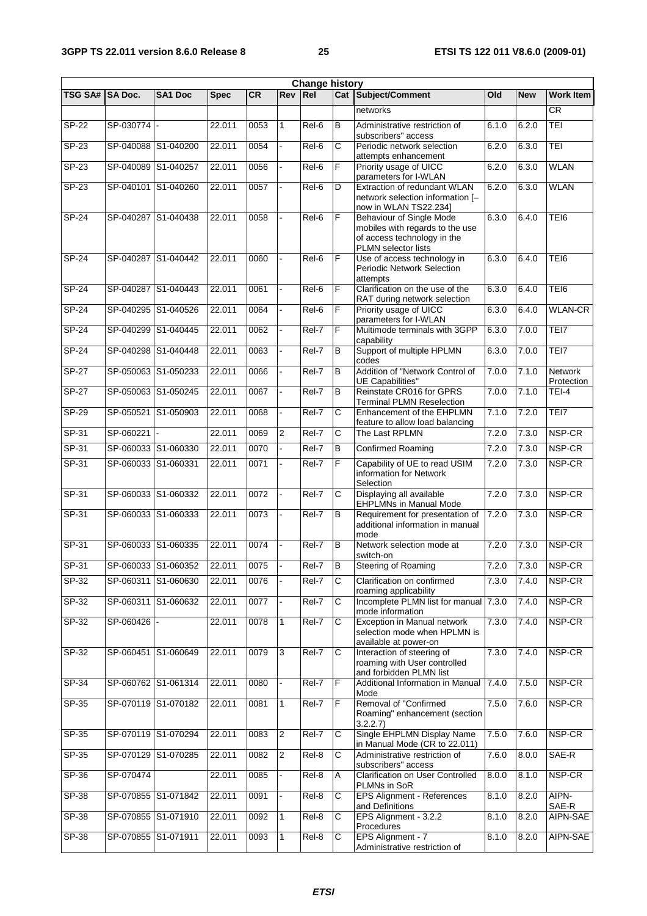| Change history | | | | | | | | | | | |
|---|---|---|---|---|---|---|---|---|---|---|---|
| TSG SA# | SA Doc. | SA1 Doc | Spec | CR | Rev | Rel | Cat | Subject/Comment | Old | New | Work Item |
| | | | | | | | | networks | | | CR |
| SP-22 | SP-030774 | - | 22.011 | 0053 | 1 | Rel-6 | B | Administrative restriction of subscribers" access | 6.1.0 | 6.2.0 | TEI |
| SP-23 | SP-040088 | S1-040200 | 22.011 | 0054 | - | Rel-6 | C | Periodic network selection attempts enhancement | 6.2.0 | 6.3.0 | TEI |
| SP-23 | SP-040089 | S1-040257 | 22.011 | 0056 | - | Rel-6 | F | Priority usage of UICC parameters for I-WLAN | 6.2.0 | 6.3.0 | WLAN |
| SP-23 | SP-040101 | S1-040260 | 22.011 | 0057 | - | Rel-6 | D | Extraction of redundant WLAN network selection information [– now in WLAN TS22.234] | 6.2.0 | 6.3.0 | WLAN |
| SP-24 | SP-040287 | S1-040438 | 22.011 | 0058 | - | Rel-6 | F | Behaviour of Single Mode mobiles with regards to the use of access technology in the PLMN selector lists | 6.3.0 | 6.4.0 | TEI6 |
| SP-24 | SP-040287 | S1-040442 | 22.011 | 0060 | - | Rel-6 | F | Use of access technology in Periodic Network Selection attempts | 6.3.0 | 6.4.0 | TEI6 |
| SP-24 | SP-040287 | S1-040443 | 22.011 | 0061 | - | Rel-6 | F | Clarification on the use of the RAT during network selection | 6.3.0 | 6.4.0 | TEI6 |
| SP-24 | SP-040295 | S1-040526 | 22.011 | 0064 | - | Rel-6 | F | Priority usage of UICC parameters for I-WLAN | 6.3.0 | 6.4.0 | WLAN-CR |
| SP-24 | SP-040299 | S1-040445 | 22.011 | 0062 | - | Rel-7 | F | Multimode terminals with 3GPP capability | 6.3.0 | 7.0.0 | TEI7 |
| SP-24 | SP-040298 | S1-040448 | 22.011 | 0063 | - | Rel-7 | B | Support of multiple HPLMN codes | 6.3.0 | 7.0.0 | TEI7 |
| SP-27 | SP-050063 | S1-050233 | 22.011 | 0066 | - | Rel-7 | B | Addition of "Network Control of UE Capabilities" | 7.0.0 | 7.1.0 | Network Protection |
| SP-27 | SP-050063 | S1-050245 | 22.011 | 0067 | - | Rel-7 | B | Reinstate CR016 for GPRS Terminal PLMN Reselection | 7.0.0 | 7.1.0 | TEI-4 |
| SP-29 | SP-050521 | S1-050903 | 22.011 | 0068 | - | Rel-7 | C | Enhancement of the EHPLMN feature to allow load balancing | 7.1.0 | 7.2.0 | TEI7 |
| SP-31 | SP-060221 | - | 22.011 | 0069 | 2 | Rel-7 | C | The Last RPLMN | 7.2.0 | 7.3.0 | NSP-CR |
| SP-31 | SP-060033 | S1-060330 | 22.011 | 0070 | - | Rel-7 | B | Confirmed Roaming | 7.2.0 | 7.3.0 | NSP-CR |
| SP-31 | SP-060033 | S1-060331 | 22.011 | 0071 | - | Rel-7 | F | Capability of UE to read USIM information for Network Selection | 7.2.0 | 7.3.0 | NSP-CR |
| SP-31 | SP-060033 | S1-060332 | 22.011 | 0072 | - | Rel-7 | C | Displaying all available EHPLMNs in Manual Mode | 7.2.0 | 7.3.0 | NSP-CR |
| SP-31 | SP-060033 | S1-060333 | 22.011 | 0073 | - | Rel-7 | B | Requirement for presentation of additional information in manual mode | 7.2.0 | 7.3.0 | NSP-CR |
| SP-31 | SP-060033 | S1-060335 | 22.011 | 0074 | - | Rel-7 | B | Network selection mode at switch-on | 7.2.0 | 7.3.0 | NSP-CR |
| SP-31 | SP-060033 | S1-060352 | 22.011 | 0075 | - | Rel-7 | B | Steering of Roaming | 7.2.0 | 7.3.0 | NSP-CR |
| SP-32 | SP-060311 | S1-060630 | 22.011 | 0076 | - | Rel-7 | C | Clarification on confirmed roaming applicability | 7.3.0 | 7.4.0 | NSP-CR |
| SP-32 | SP-060311 | S1-060632 | 22.011 | 0077 | - | Rel-7 | C | Incomplete PLMN list for manual mode information | 7.3.0 | 7.4.0 | NSP-CR |
| SP-32 | SP-060426 | - | 22.011 | 0078 | 1 | Rel-7 | C | Exception in Manual network selection mode when HPLMN is available at power-on | 7.3.0 | 7.4.0 | NSP-CR |
| SP-32 | SP-060451 | S1-060649 | 22.011 | 0079 | 3 | Rel-7 | C | Interaction of steering of roaming with User controlled and forbidden PLMN list | 7.3.0 | 7.4.0 | NSP-CR |
| SP-34 | SP-060762 | S1-061314 | 22.011 | 0080 | - | Rel-7 | F | Additional Information in Manual Mode | 7.4.0 | 7.5.0 | NSP-CR |
| SP-35 | SP-070119 | S1-070182 | 22.011 | 0081 | 1 | Rel-7 | F | Removal of "Confirmed Roaming" enhancement (section 3.2.2.7) | 7.5.0 | 7.6.0 | NSP-CR |
| SP-35 | SP-070119 | S1-070294 | 22.011 | 0083 | 2 | Rel-7 | C | Single EHPLMN Display Name in Manual Mode (CR to 22.011) | 7.5.0 | 7.6.0 | NSP-CR |
| SP-35 | SP-070129 | S1-070285 | 22.011 | 0082 | 2 | Rel-8 | C | Administrative restriction of subscribers" access | 7.6.0 | 8.0.0 | SAE-R |
| SP-36 | SP-070474 | | 22.011 | 0085 | - | Rel-8 | A | Clarification on User Controlled PLMNs in SoR | 8.0.0 | 8.1.0 | NSP-CR |
| SP-38 | SP-070855 | S1-071842 | 22.011 | 0091 | - | Rel-8 | C | EPS Alignment - References and Definitions | 8.1.0 | 8.2.0 | AIPN-SAE-R |
| SP-38 | SP-070855 | S1-071910 | 22.011 | 0092 | 1 | Rel-8 | C | EPS Alignment - 3.2.2 Procedures | 8.1.0 | 8.2.0 | AIPN-SAE |
| SP-38 | SP-070855 | S1-071911 | 22.011 | 0093 | 1 | Rel-8 | C | EPS Alignment - 7 Administrative restriction of | 8.1.0 | 8.2.0 | AIPN-SAE |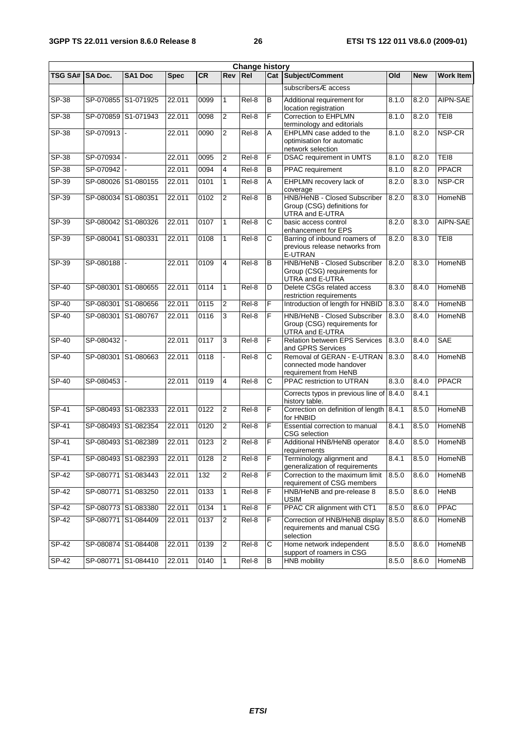| Change history | | | | | | | | | | | |
|---|---|---|---|---|---|---|---|---|---|---|---|
| TSG SA# | SA Doc. | SA1 Doc | Spec | CR | Rev | Rel | Cat | Subject/Comment | Old | New | Work Item |
| | | | | | | | | subscribersÆ access | | | |
| SP-38 | SP-070855 | S1-071925 | 22.011 | 0099 | 1 | Rel-8 | B | Additional requirement for location registration | 8.1.0 | 8.2.0 | AIPN-SAE |
| SP-38 | SP-070859 | S1-071943 | 22.011 | 0098 | 2 | Rel-8 | F | Correction to EHPLMN terminology and editorials | 8.1.0 | 8.2.0 | TEI8 |
| SP-38 | SP-070913 | - | 22.011 | 0090 | 2 | Rel-8 | A | EHPLMN case added to the optimisation for automatic network selection | 8.1.0 | 8.2.0 | NSP-CR |
| SP-38 | SP-070934 | - | 22.011 | 0095 | 2 | Rel-8 | F | DSAC requirement in UMTS | 8.1.0 | 8.2.0 | TEI8 |
| SP-38 | SP-070942 | - | 22.011 | 0094 | 4 | Rel-8 | B | PPAC requirement | 8.1.0 | 8.2.0 | PPACR |
| SP-39 | SP-080026 | S1-080155 | 22.011 | 0101 | 1 | Rel-8 | A | EHPLMN recovery lack of coverage | 8.2.0 | 8.3.0 | NSP-CR |
| SP-39 | SP-080034 | S1-080351 | 22.011 | 0102 | 2 | Rel-8 | B | HNB/HeNB - Closed Subscriber Group (CSG) definitions for UTRA and E-UTRA | 8.2.0 | 8.3.0 | HomeNB |
| SP-39 | SP-080042 | S1-080326 | 22.011 | 0107 | 1 | Rel-8 | C | basic access control enhancement for EPS | 8.2.0 | 8.3.0 | AIPN-SAE |
| SP-39 | SP-080041 | S1-080331 | 22.011 | 0108 | 1 | Rel-8 | C | Barring of inbound roamers of previous release networks from E-UTRAN | 8.2.0 | 8.3.0 | TEI8 |
| SP-39 | SP-080188 | - | 22.011 | 0109 | 4 | Rel-8 | B | HNB/HeNB - Closed Subscriber Group (CSG) requirements for UTRA and E-UTRA | 8.2.0 | 8.3.0 | HomeNB |
| SP-40 | SP-080301 | S1-080655 | 22.011 | 0114 | 1 | Rel-8 | D | Delete CSGs related access restriction requirements | 8.3.0 | 8.4.0 | HomeNB |
| SP-40 | SP-080301 | S1-080656 | 22.011 | 0115 | 2 | Rel-8 | F | Introduction of length for HNBID | 8.3.0 | 8.4.0 | HomeNB |
| SP-40 | SP-080301 | S1-080767 | 22.011 | 0116 | 3 | Rel-8 | F | HNB/HeNB - Closed Subscriber Group (CSG) requirements for UTRA and E-UTRA | 8.3.0 | 8.4.0 | HomeNB |
| SP-40 | SP-080432 | - | 22.011 | 0117 | 3 | Rel-8 | F | Relation between EPS Services and GPRS Services | 8.3.0 | 8.4.0 | SAE |
| SP-40 | SP-080301 | S1-080663 | 22.011 | 0118 | - | Rel-8 | C | Removal of GERAN - E-UTRAN connected mode handover requirement from HeNB | 8.3.0 | 8.4.0 | HomeNB |
| SP-40 | SP-080453 | - | 22.011 | 0119 | 4 | Rel-8 | C | PPAC restriction to UTRAN | 8.3.0 | 8.4.0 | PPACR |
| | | | | | | | | Corrects typos in previous line of history table. | 8.4.0 | 8.4.1 | |
| SP-41 | SP-080493 | S1-082333 | 22.011 | 0122 | 2 | Rel-8 | F | Correction on definition of length for HNBID | 8.4.1 | 8.5.0 | HomeNB |
| SP-41 | SP-080493 | S1-082354 | 22.011 | 0120 | 2 | Rel-8 | F | Essential correction to manual CSG selection | 8.4.1 | 8.5.0 | HomeNB |
| SP-41 | SP-080493 | S1-082389 | 22.011 | 0123 | 2 | Rel-8 | F | Additional HNB/HeNB operator requirements | 8.4.0 | 8.5.0 | HomeNB |
| SP-41 | SP-080493 | S1-082393 | 22.011 | 0128 | 2 | Rel-8 | F | Terminology alignment and generalization of requirements | 8.4.1 | 8.5.0 | HomeNB |
| SP-42 | SP-080771 | S1-083443 | 22.011 | 132 | 2 | Rel-8 | F | Correction to the maximum limit requirement of CSG members | 8.5.0 | 8.6.0 | HomeNB |
| SP-42 | SP-080771 | S1-083250 | 22.011 | 0133 | 1 | Rel-8 | F | HNB/HeNB and pre-release 8 USIM | 8.5.0 | 8.6.0 | HeNB |
| SP-42 | SP-080773 | S1-083380 | 22.011 | 0134 | 1 | Rel-8 | F | PPAC CR alignment with CT1 | 8.5.0 | 8.6.0 | PPAC |
| SP-42 | SP-080771 | S1-084409 | 22.011 | 0137 | 2 | Rel-8 | F | Correction of HNB/HeNB display requirements and manual CSG selection | 8.5.0 | 8.6.0 | HomeNB |
| SP-42 | SP-080874 | S1-084408 | 22.011 | 0139 | 2 | Rel-8 | C | Home network independent support of roamers in CSG | 8.5.0 | 8.6.0 | HomeNB |
| SP-42 | SP-080771 | S1-084410 | 22.011 | 0140 | 1 | Rel-8 | B | HNB mobility | 8.5.0 | 8.6.0 | HomeNB |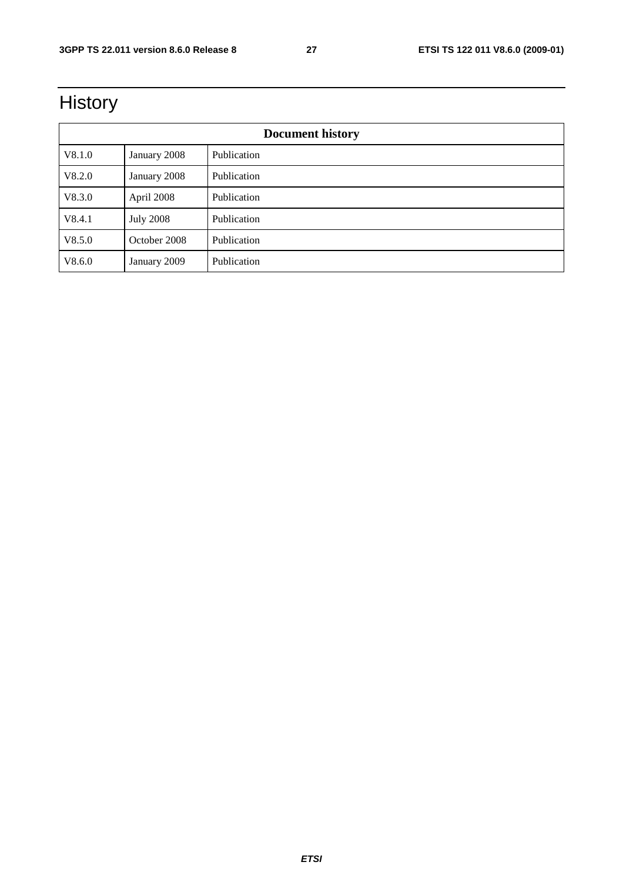# History

| Document history | | |
|---|---|---|
| V8.1.0 | January 2008 | Publication |
| V8.2.0 | January 2008 | Publication |
| V8.3.0 | April 2008 | Publication |
| V8.4.1 | July 2008 | Publication |
| V8.5.0 | October 2008 | Publication |
| V8.6.0 | January 2009 | Publication |